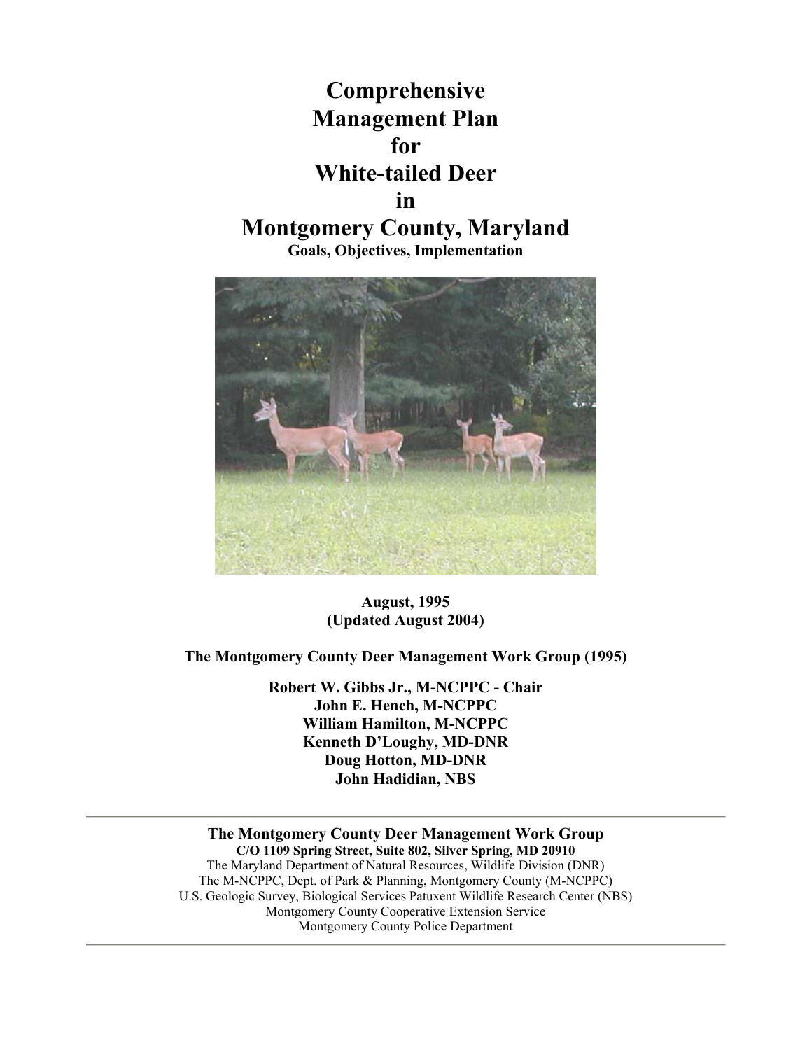# Comprehensive Management Plan for White-tailed Deer in Montgomery County, Maryland

**Goals, Objectives, Implementation**

**August, 1995**
**(Updated August 2004)**

**The Montgomery County Deer Management Work Group (1995)**

**Robert W. Gibbs Jr., M-NCPPC - Chair**
**John E. Hench, M-NCPPC**
**William Hamilton, M-NCPPC**
**Kenneth D'Loughy, MD-DNR**
**Doug Hotton, MD-DNR**
**John Hadidian, NBS**

---

**The Montgomery County Deer Management Work Group**
**C/O 1109 Spring Street, Suite 802, Silver Spring, MD 20910**
The Maryland Department of Natural Resources, Wildlife Division (DNR)
The M-NCPPC, Dept. of Park & Planning, Montgomery County (M-NCPPC)
U.S. Geologic Survey, Biological Services Patuxent Wildlife Research Center (NBS)
Montgomery County Cooperative Extension Service
Montgomery County Police Department

---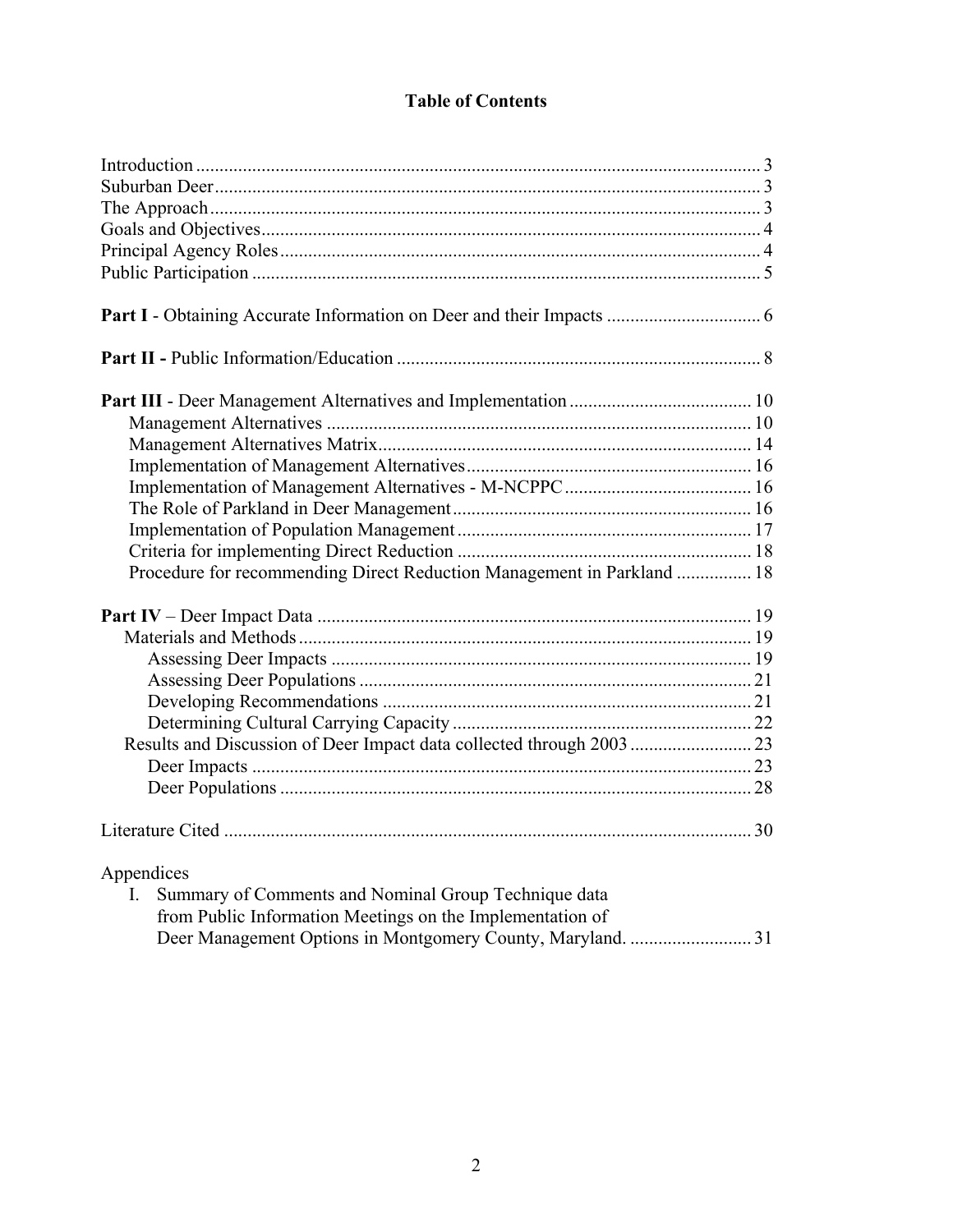# Table of Contents

Introduction ........................................................................................................................ 3
Suburban Deer .................................................................................................................... 3
The Approach ..................................................................................................................... 3
Goals and Objectives .......................................................................................................... 4
Principal Agency Roles ...................................................................................................... 4
Public Participation ............................................................................................................ 5

**Part I** - Obtaining Accurate Information on Deer and their Impacts ................................ 6

**Part II -** Public Information/Education ............................................................................. 8

**Part III** - Deer Management Alternatives and Implementation ...................................... 10
- Management Alternatives .......................................................................................... 10
- Management Alternatives Matrix ................................................................................ 14
- Implementation of Management Alternatives ............................................................. 16
- Implementation of Management Alternatives - M-NCPPC ........................................ 16
- The Role of Parkland in Deer Management ................................................................ 16
- Implementation of Population Management ............................................................... 17
- Criteria for implementing Direct Reduction ............................................................... 18
- Procedure for recommending Direct Reduction Management in Parkland ................ 18

**Part IV** – Deer Impact Data ............................................................................................. 19
- Materials and Methods ................................................................................................. 19
  - Assessing Deer Impacts .......................................................................................... 19
  - Assessing Deer Populations .................................................................................... 21
  - Developing Recommendations ............................................................................... 21
  - Determining Cultural Carrying Capacity ................................................................ 22
- Results and Discussion of Deer Impact data collected through 2003 .......................... 23
  - Deer Impacts ........................................................................................................... 23
  - Deer Populations ..................................................................................................... 28

Literature Cited ................................................................................................................. 30

Appendices
- I. Summary of Comments and Nominal Group Technique data from Public Information Meetings on the Implementation of Deer Management Options in Montgomery County, Maryland. .......................... 31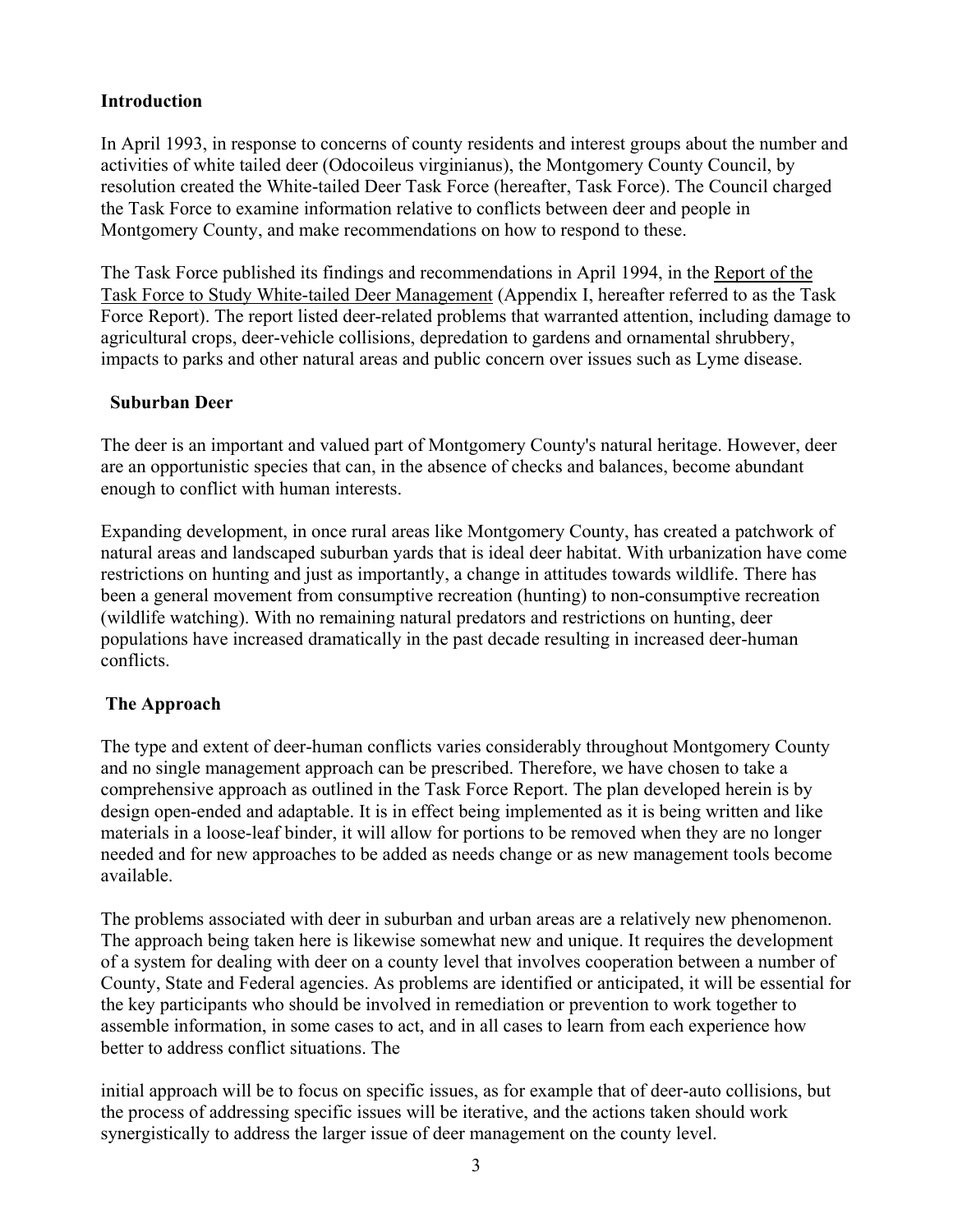## Introduction

In April 1993, in response to concerns of county residents and interest groups about the number and activities of white tailed deer (Odocoileus virginianus), the Montgomery County Council, by resolution created the White-tailed Deer Task Force (hereafter, Task Force). The Council charged the Task Force to examine information relative to conflicts between deer and people in Montgomery County, and make recommendations on how to respond to these.

The Task Force published its findings and recommendations in April 1994, in the Report of the Task Force to Study White-tailed Deer Management (Appendix I, hereafter referred to as the Task Force Report). The report listed deer-related problems that warranted attention, including damage to agricultural crops, deer-vehicle collisions, depredation to gardens and ornamental shrubbery, impacts to parks and other natural areas and public concern over issues such as Lyme disease.

### Suburban Deer

The deer is an important and valued part of Montgomery County's natural heritage. However, deer are an opportunistic species that can, in the absence of checks and balances, become abundant enough to conflict with human interests.

Expanding development, in once rural areas like Montgomery County, has created a patchwork of natural areas and landscaped suburban yards that is ideal deer habitat. With urbanization have come restrictions on hunting and just as importantly, a change in attitudes towards wildlife. There has been a general movement from consumptive recreation (hunting) to non-consumptive recreation (wildlife watching). With no remaining natural predators and restrictions on hunting, deer populations have increased dramatically in the past decade resulting in increased deer-human conflicts.

### The Approach

The type and extent of deer-human conflicts varies considerably throughout Montgomery County and no single management approach can be prescribed. Therefore, we have chosen to take a comprehensive approach as outlined in the Task Force Report. The plan developed herein is by design open-ended and adaptable. It is in effect being implemented as it is being written and like materials in a loose-leaf binder, it will allow for portions to be removed when they are no longer needed and for new approaches to be added as needs change or as new management tools become available.

The problems associated with deer in suburban and urban areas are a relatively new phenomenon. The approach being taken here is likewise somewhat new and unique. It requires the development of a system for dealing with deer on a county level that involves cooperation between a number of County, State and Federal agencies. As problems are identified or anticipated, it will be essential for the key participants who should be involved in remediation or prevention to work together to assemble information, in some cases to act, and in all cases to learn from each experience how better to address conflict situations. The initial approach will be to focus on specific issues, as for example that of deer-auto collisions, but the process of addressing specific issues will be iterative, and the actions taken should work synergistically to address the larger issue of deer management on the county level.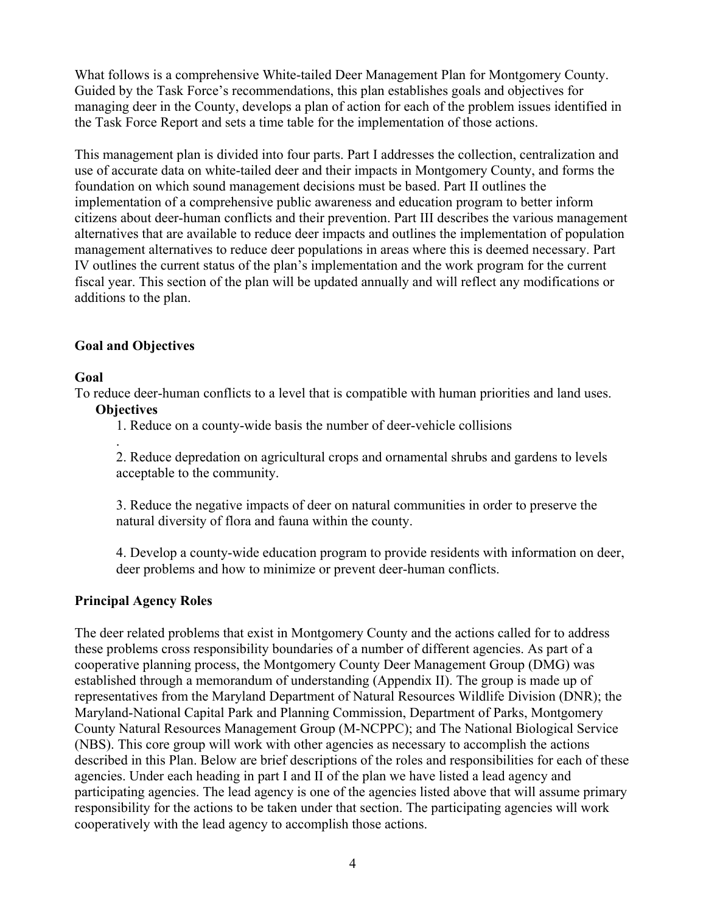What follows is a comprehensive White-tailed Deer Management Plan for Montgomery County. Guided by the Task Force's recommendations, this plan establishes goals and objectives for managing deer in the County, develops a plan of action for each of the problem issues identified in the Task Force Report and sets a time table for the implementation of those actions.

This management plan is divided into four parts. Part I addresses the collection, centralization and use of accurate data on white-tailed deer and their impacts in Montgomery County, and forms the foundation on which sound management decisions must be based. Part II outlines the implementation of a comprehensive public awareness and education program to better inform citizens about deer-human conflicts and their prevention. Part III describes the various management alternatives that are available to reduce deer impacts and outlines the implementation of population management alternatives to reduce deer populations in areas where this is deemed necessary. Part IV outlines the current status of the plan's implementation and the work program for the current fiscal year. This section of the plan will be updated annually and will reflect any modifications or additions to the plan.

## Goal and Objectives

### Goal

To reduce deer-human conflicts to a level that is compatible with human priorities and land uses.

#### Objectives

1. Reduce on a county-wide basis the number of deer-vehicle collisions
.
2. Reduce depredation on agricultural crops and ornamental shrubs and gardens to levels acceptable to the community.

3. Reduce the negative impacts of deer on natural communities in order to preserve the natural diversity of flora and fauna within the county.

4. Develop a county-wide education program to provide residents with information on deer, deer problems and how to minimize or prevent deer-human conflicts.

## Principal Agency Roles

The deer related problems that exist in Montgomery County and the actions called for to address these problems cross responsibility boundaries of a number of different agencies. As part of a cooperative planning process, the Montgomery County Deer Management Group (DMG) was established through a memorandum of understanding (Appendix II). The group is made up of representatives from the Maryland Department of Natural Resources Wildlife Division (DNR); the Maryland-National Capital Park and Planning Commission, Department of Parks, Montgomery County Natural Resources Management Group (M-NCPPC); and The National Biological Service (NBS). This core group will work with other agencies as necessary to accomplish the actions described in this Plan. Below are brief descriptions of the roles and responsibilities for each of these agencies. Under each heading in part I and II of the plan we have listed a lead agency and participating agencies. The lead agency is one of the agencies listed above that will assume primary responsibility for the actions to be taken under that section. The participating agencies will work cooperatively with the lead agency to accomplish those actions.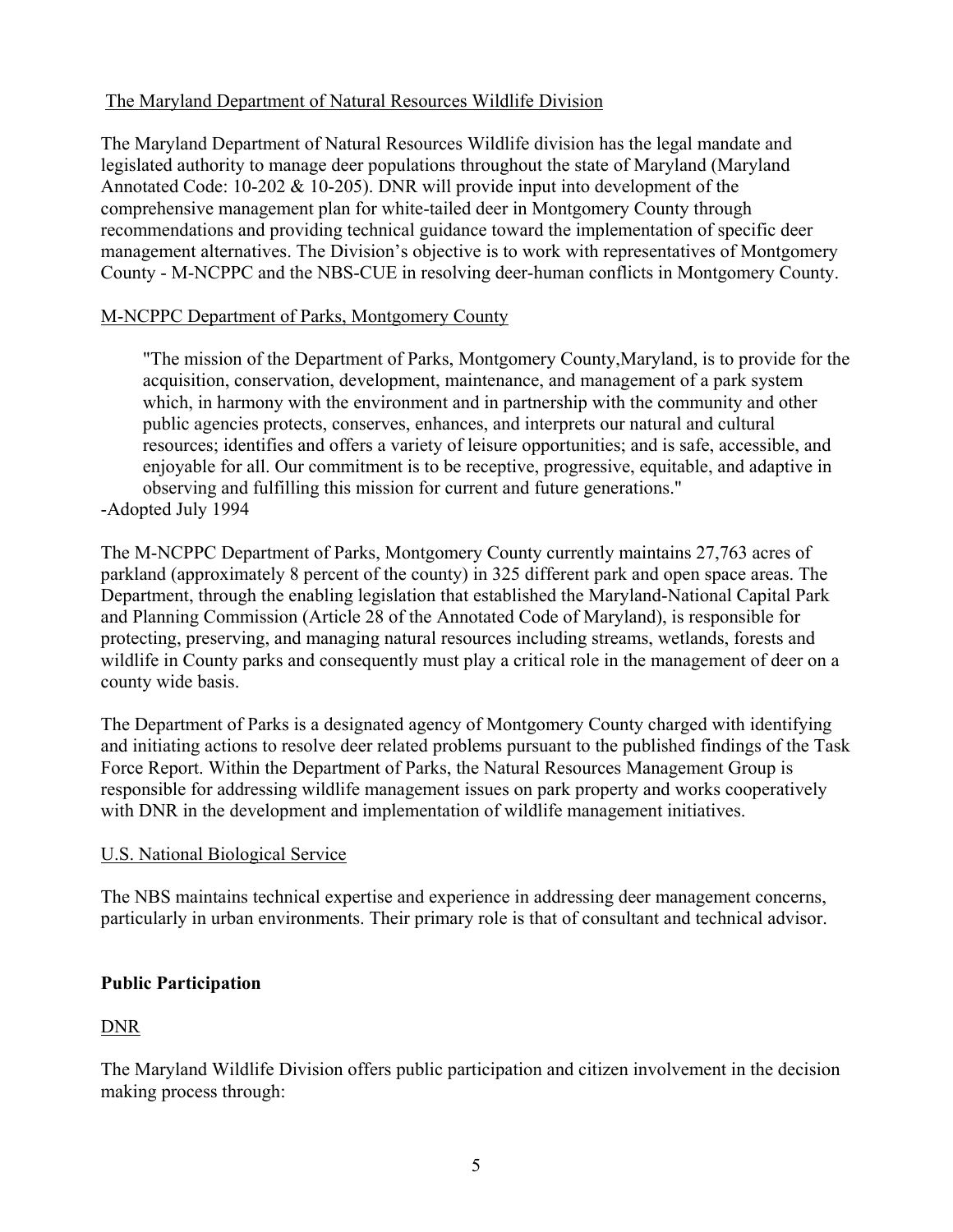The Maryland Department of Natural Resources Wildlife Division

The Maryland Department of Natural Resources Wildlife division has the legal mandate and legislated authority to manage deer populations throughout the state of Maryland (Maryland Annotated Code: 10-202 & 10-205). DNR will provide input into development of the comprehensive management plan for white-tailed deer in Montgomery County through recommendations and providing technical guidance toward the implementation of specific deer management alternatives. The Division's objective is to work with representatives of Montgomery County - M-NCPPC and the NBS-CUE in resolving deer-human conflicts in Montgomery County.

M-NCPPC Department of Parks, Montgomery County

> "The mission of the Department of Parks, Montgomery County,Maryland, is to provide for the acquisition, conservation, development, maintenance, and management of a park system which, in harmony with the environment and in partnership with the community and other public agencies protects, conserves, enhances, and interprets our natural and cultural resources; identifies and offers a variety of leisure opportunities; and is safe, accessible, and enjoyable for all. Our commitment is to be receptive, progressive, equitable, and adaptive in observing and fulfilling this mission for current and future generations."

-Adopted July 1994

The M-NCPPC Department of Parks, Montgomery County currently maintains 27,763 acres of parkland (approximately 8 percent of the county) in 325 different park and open space areas. The Department, through the enabling legislation that established the Maryland-National Capital Park and Planning Commission (Article 28 of the Annotated Code of Maryland), is responsible for protecting, preserving, and managing natural resources including streams, wetlands, forests and wildlife in County parks and consequently must play a critical role in the management of deer on a county wide basis.

The Department of Parks is a designated agency of Montgomery County charged with identifying and initiating actions to resolve deer related problems pursuant to the published findings of the Task Force Report. Within the Department of Parks, the Natural Resources Management Group is responsible for addressing wildlife management issues on park property and works cooperatively with DNR in the development and implementation of wildlife management initiatives.

U.S. National Biological Service

The NBS maintains technical expertise and experience in addressing deer management concerns, particularly in urban environments. Their primary role is that of consultant and technical advisor.

**Public Participation**

DNR

The Maryland Wildlife Division offers public participation and citizen involvement in the decision making process through: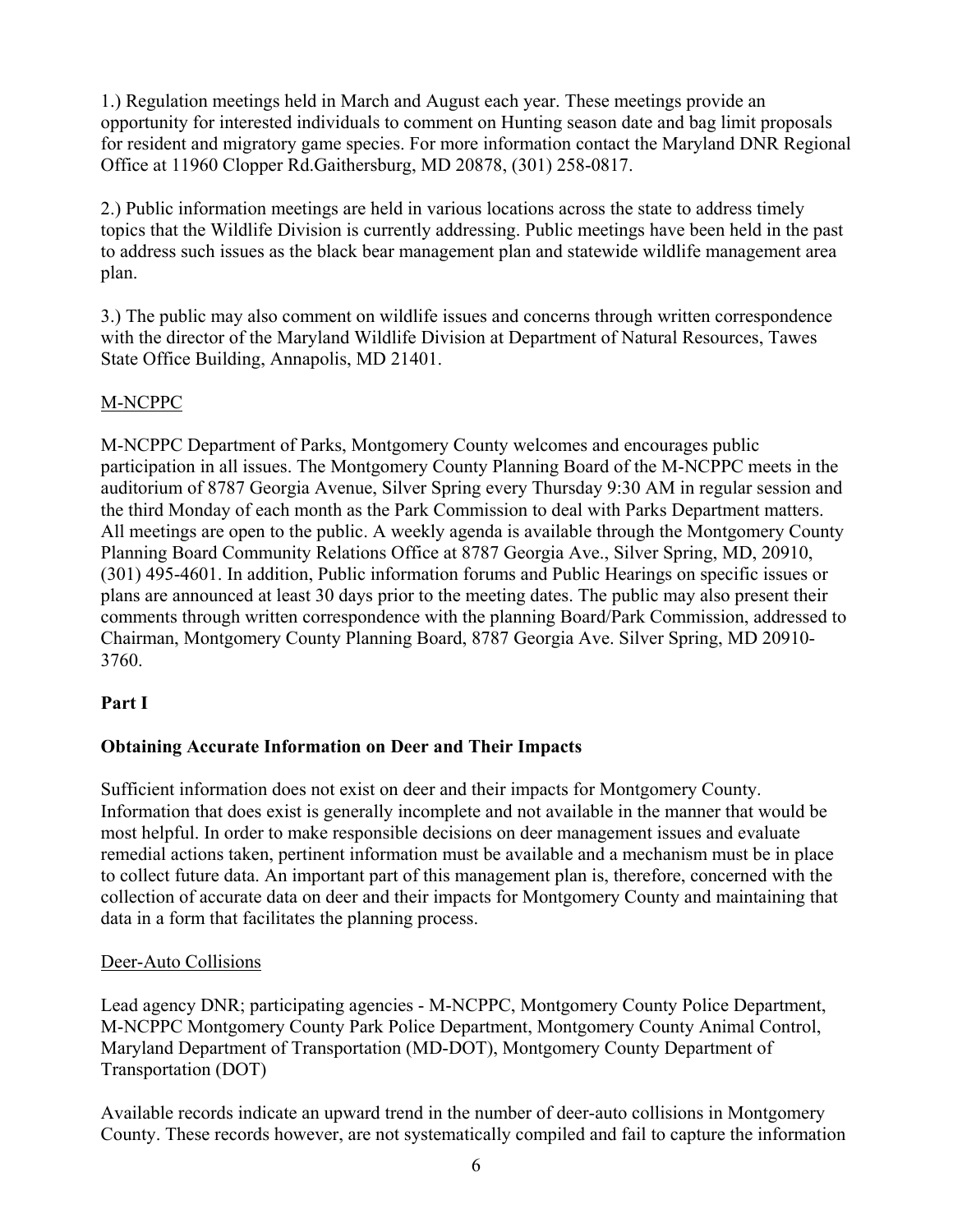1.) Regulation meetings held in March and August each year. These meetings provide an opportunity for interested individuals to comment on Hunting season date and bag limit proposals for resident and migratory game species. For more information contact the Maryland DNR Regional Office at 11960 Clopper Rd.Gaithersburg, MD 20878, (301) 258-0817.

2.) Public information meetings are held in various locations across the state to address timely topics that the Wildlife Division is currently addressing. Public meetings have been held in the past to address such issues as the black bear management plan and statewide wildlife management area plan.

3.) The public may also comment on wildlife issues and concerns through written correspondence with the director of the Maryland Wildlife Division at Department of Natural Resources, Tawes State Office Building, Annapolis, MD 21401.

M-NCPPC

M-NCPPC Department of Parks, Montgomery County welcomes and encourages public participation in all issues. The Montgomery County Planning Board of the M-NCPPC meets in the auditorium of 8787 Georgia Avenue, Silver Spring every Thursday 9:30 AM in regular session and the third Monday of each month as the Park Commission to deal with Parks Department matters. All meetings are open to the public. A weekly agenda is available through the Montgomery County Planning Board Community Relations Office at 8787 Georgia Ave., Silver Spring, MD, 20910, (301) 495-4601. In addition, Public information forums and Public Hearings on specific issues or plans are announced at least 30 days prior to the meeting dates. The public may also present their comments through written correspondence with the planning Board/Park Commission, addressed to Chairman, Montgomery County Planning Board, 8787 Georgia Ave. Silver Spring, MD 20910-3760.

## Part I

### Obtaining Accurate Information on Deer and Their Impacts

Sufficient information does not exist on deer and their impacts for Montgomery County. Information that does exist is generally incomplete and not available in the manner that would be most helpful. In order to make responsible decisions on deer management issues and evaluate remedial actions taken, pertinent information must be available and a mechanism must be in place to collect future data. An important part of this management plan is, therefore, concerned with the collection of accurate data on deer and their impacts for Montgomery County and maintaining that data in a form that facilitates the planning process.

Deer-Auto Collisions

Lead agency DNR; participating agencies - M-NCPPC, Montgomery County Police Department, M-NCPPC Montgomery County Park Police Department, Montgomery County Animal Control, Maryland Department of Transportation (MD-DOT), Montgomery County Department of Transportation (DOT)

Available records indicate an upward trend in the number of deer-auto collisions in Montgomery County. These records however, are not systematically compiled and fail to capture the information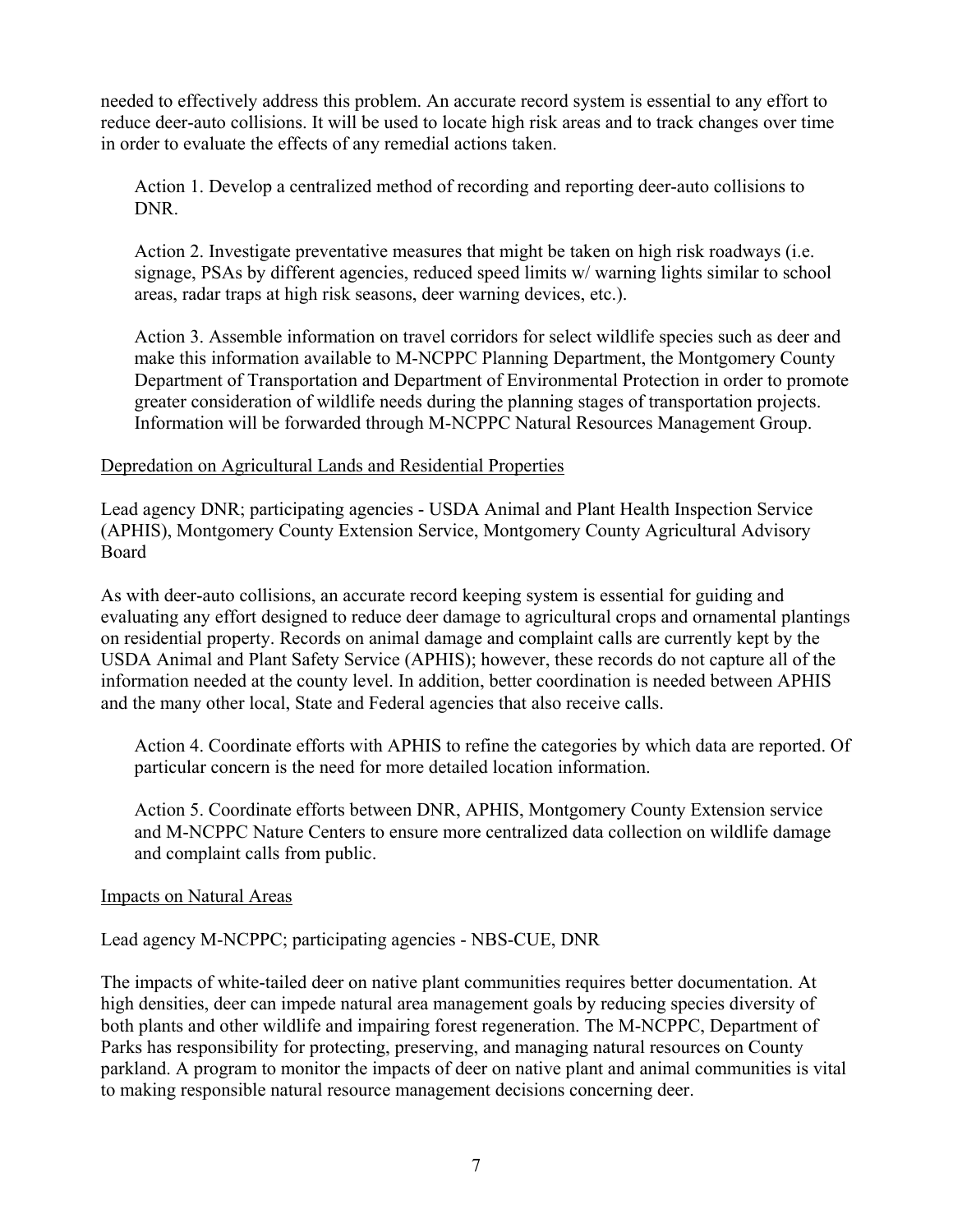needed to effectively address this problem. An accurate record system is essential to any effort to reduce deer-auto collisions. It will be used to locate high risk areas and to track changes over time in order to evaluate the effects of any remedial actions taken.

Action 1. Develop a centralized method of recording and reporting deer-auto collisions to DNR.

Action 2. Investigate preventative measures that might be taken on high risk roadways (i.e. signage, PSAs by different agencies, reduced speed limits w/ warning lights similar to school areas, radar traps at high risk seasons, deer warning devices, etc.).

Action 3. Assemble information on travel corridors for select wildlife species such as deer and make this information available to M-NCPPC Planning Department, the Montgomery County Department of Transportation and Department of Environmental Protection in order to promote greater consideration of wildlife needs during the planning stages of transportation projects. Information will be forwarded through M-NCPPC Natural Resources Management Group.

<u>Depredation on Agricultural Lands and Residential Properties</u>

Lead agency DNR; participating agencies - USDA Animal and Plant Health Inspection Service (APHIS), Montgomery County Extension Service, Montgomery County Agricultural Advisory Board

As with deer-auto collisions, an accurate record keeping system is essential for guiding and evaluating any effort designed to reduce deer damage to agricultural crops and ornamental plantings on residential property. Records on animal damage and complaint calls are currently kept by the USDA Animal and Plant Safety Service (APHIS); however, these records do not capture all of the information needed at the county level. In addition, better coordination is needed between APHIS and the many other local, State and Federal agencies that also receive calls.

Action 4. Coordinate efforts with APHIS to refine the categories by which data are reported. Of particular concern is the need for more detailed location information.

Action 5. Coordinate efforts between DNR, APHIS, Montgomery County Extension service and M-NCPPC Nature Centers to ensure more centralized data collection on wildlife damage and complaint calls from public.

<u>Impacts on Natural Areas</u>

Lead agency M-NCPPC; participating agencies - NBS-CUE, DNR

The impacts of white-tailed deer on native plant communities requires better documentation. At high densities, deer can impede natural area management goals by reducing species diversity of both plants and other wildlife and impairing forest regeneration. The M-NCPPC, Department of Parks has responsibility for protecting, preserving, and managing natural resources on County parkland. A program to monitor the impacts of deer on native plant and animal communities is vital to making responsible natural resource management decisions concerning deer.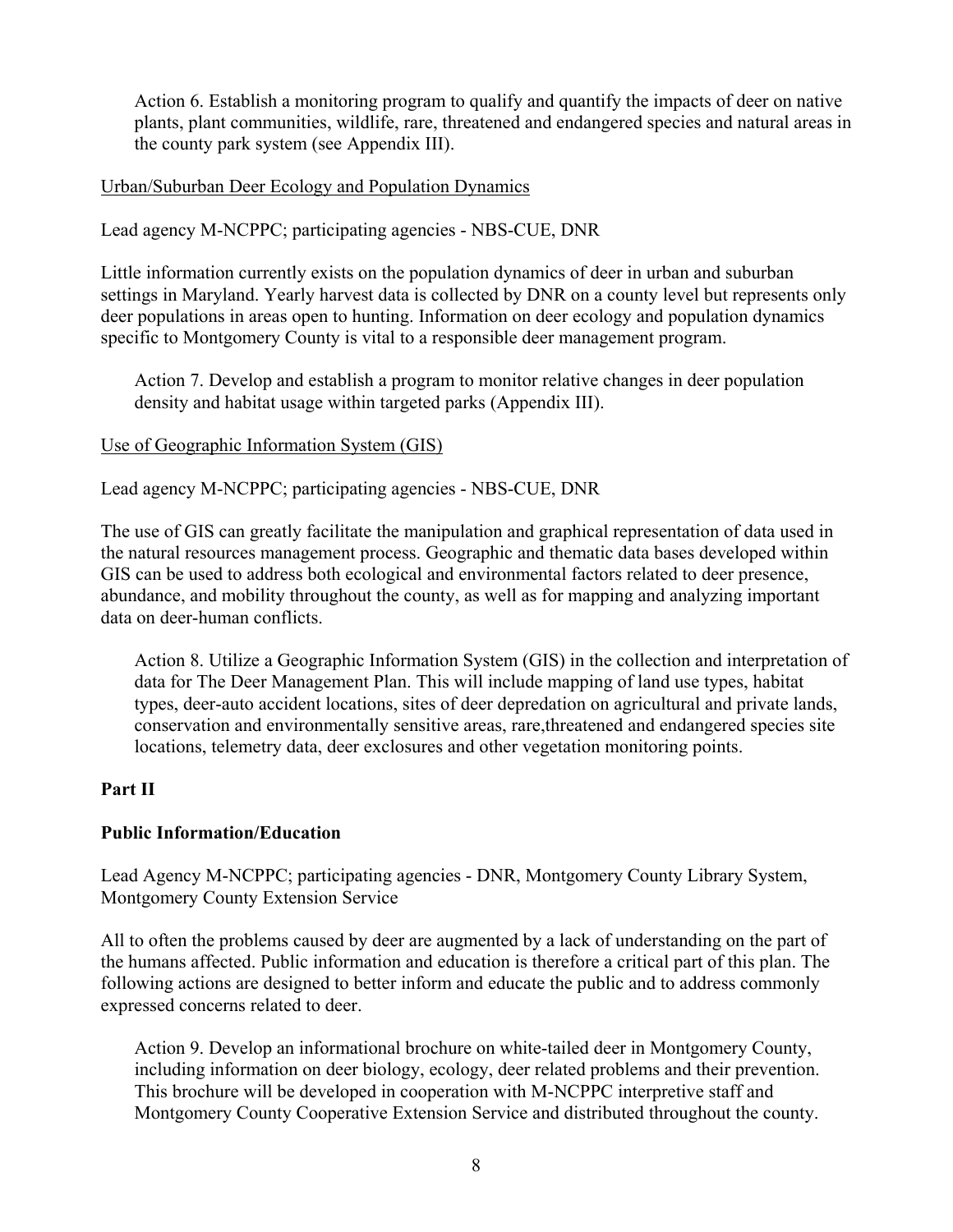Action 6. Establish a monitoring program to qualify and quantify the impacts of deer on native plants, plant communities, wildlife, rare, threatened and endangered species and natural areas in the county park system (see Appendix III).

Urban/Suburban Deer Ecology and Population Dynamics

Lead agency M-NCPPC; participating agencies - NBS-CUE, DNR

Little information currently exists on the population dynamics of deer in urban and suburban settings in Maryland. Yearly harvest data is collected by DNR on a county level but represents only deer populations in areas open to hunting. Information on deer ecology and population dynamics specific to Montgomery County is vital to a responsible deer management program.

Action 7. Develop and establish a program to monitor relative changes in deer population density and habitat usage within targeted parks (Appendix III).

Use of Geographic Information System (GIS)

Lead agency M-NCPPC; participating agencies - NBS-CUE, DNR

The use of GIS can greatly facilitate the manipulation and graphical representation of data used in the natural resources management process. Geographic and thematic data bases developed within GIS can be used to address both ecological and environmental factors related to deer presence, abundance, and mobility throughout the county, as well as for mapping and analyzing important data on deer-human conflicts.

Action 8. Utilize a Geographic Information System (GIS) in the collection and interpretation of data for The Deer Management Plan. This will include mapping of land use types, habitat types, deer-auto accident locations, sites of deer depredation on agricultural and private lands, conservation and environmentally sensitive areas, rare,threatened and endangered species site locations, telemetry data, deer exclosures and other vegetation monitoring points.

**Part II**

**Public Information/Education**

Lead Agency M-NCPPC; participating agencies - DNR, Montgomery County Library System, Montgomery County Extension Service

All to often the problems caused by deer are augmented by a lack of understanding on the part of the humans affected. Public information and education is therefore a critical part of this plan. The following actions are designed to better inform and educate the public and to address commonly expressed concerns related to deer.

Action 9. Develop an informational brochure on white-tailed deer in Montgomery County, including information on deer biology, ecology, deer related problems and their prevention. This brochure will be developed in cooperation with M-NCPPC interpretive staff and Montgomery County Cooperative Extension Service and distributed throughout the county.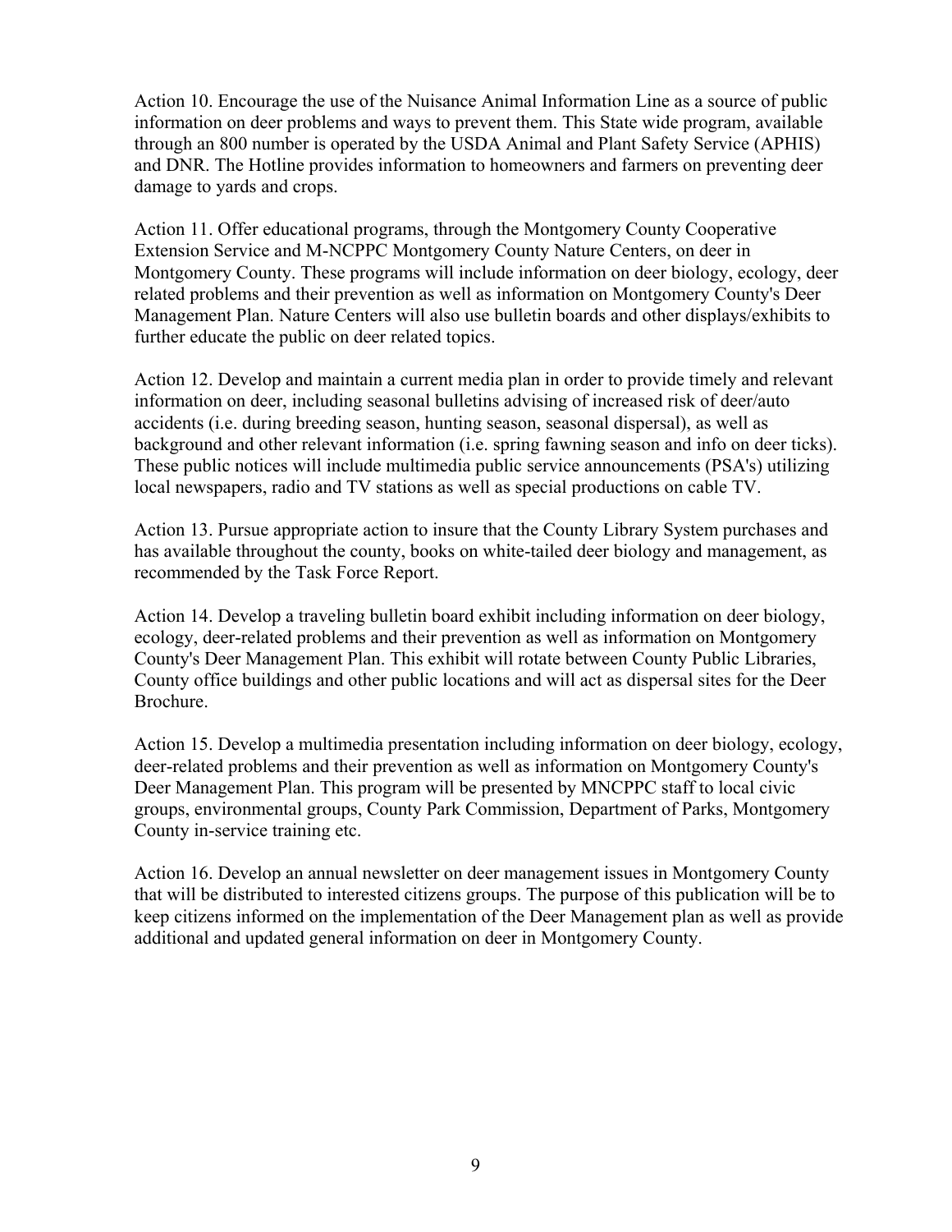Action 10. Encourage the use of the Nuisance Animal Information Line as a source of public information on deer problems and ways to prevent them. This State wide program, available through an 800 number is operated by the USDA Animal and Plant Safety Service (APHIS) and DNR. The Hotline provides information to homeowners and farmers on preventing deer damage to yards and crops.

Action 11. Offer educational programs, through the Montgomery County Cooperative Extension Service and M-NCPPC Montgomery County Nature Centers, on deer in Montgomery County. These programs will include information on deer biology, ecology, deer related problems and their prevention as well as information on Montgomery County's Deer Management Plan. Nature Centers will also use bulletin boards and other displays/exhibits to further educate the public on deer related topics.

Action 12. Develop and maintain a current media plan in order to provide timely and relevant information on deer, including seasonal bulletins advising of increased risk of deer/auto accidents (i.e. during breeding season, hunting season, seasonal dispersal), as well as background and other relevant information (i.e. spring fawning season and info on deer ticks). These public notices will include multimedia public service announcements (PSA's) utilizing local newspapers, radio and TV stations as well as special productions on cable TV.

Action 13. Pursue appropriate action to insure that the County Library System purchases and has available throughout the county, books on white-tailed deer biology and management, as recommended by the Task Force Report.

Action 14. Develop a traveling bulletin board exhibit including information on deer biology, ecology, deer-related problems and their prevention as well as information on Montgomery County's Deer Management Plan. This exhibit will rotate between County Public Libraries, County office buildings and other public locations and will act as dispersal sites for the Deer Brochure.

Action 15. Develop a multimedia presentation including information on deer biology, ecology, deer-related problems and their prevention as well as information on Montgomery County's Deer Management Plan. This program will be presented by MNCPPC staff to local civic groups, environmental groups, County Park Commission, Department of Parks, Montgomery County in-service training etc.

Action 16. Develop an annual newsletter on deer management issues in Montgomery County that will be distributed to interested citizens groups. The purpose of this publication will be to keep citizens informed on the implementation of the Deer Management plan as well as provide additional and updated general information on deer in Montgomery County.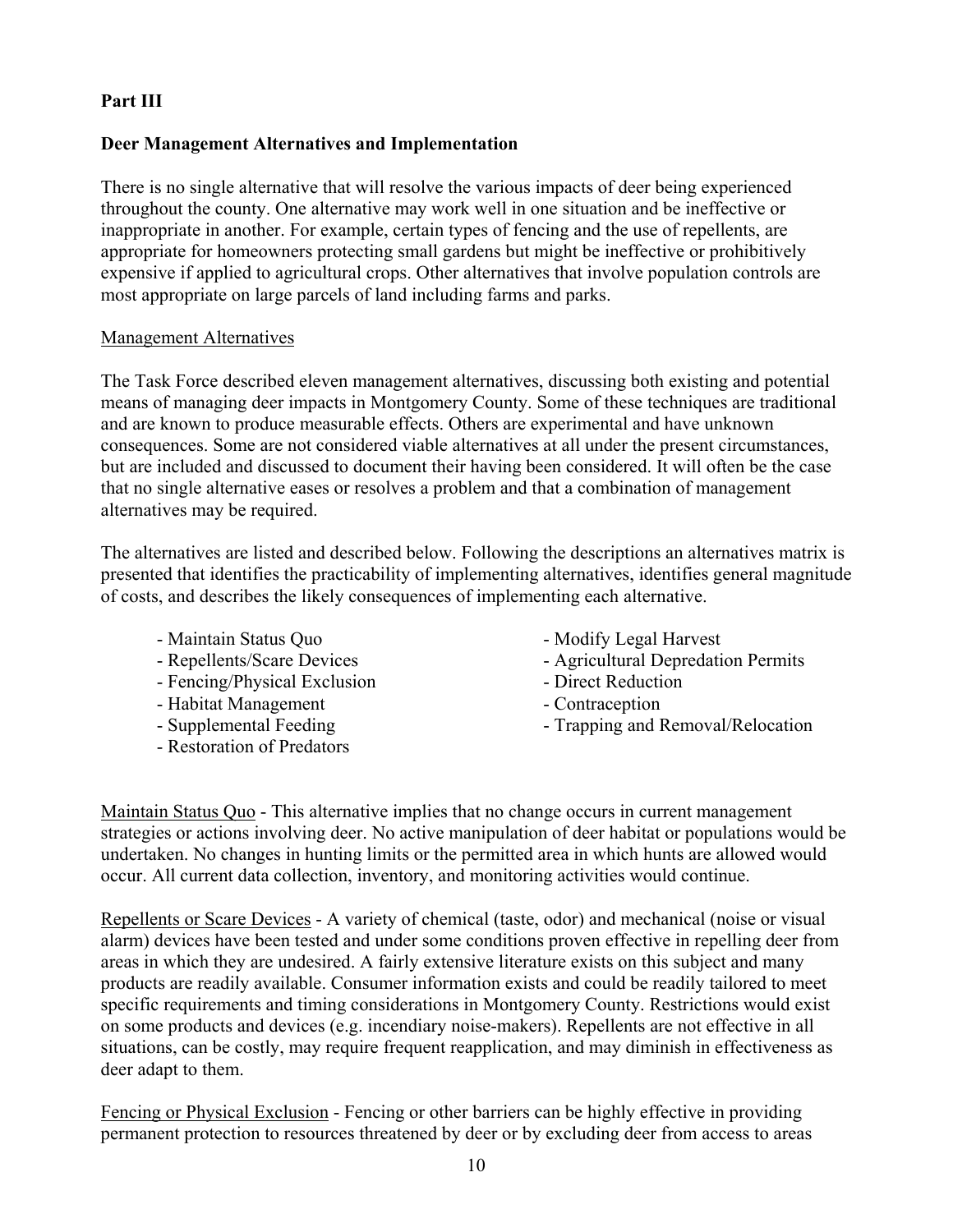**Part III**

**Deer Management Alternatives and Implementation**

There is no single alternative that will resolve the various impacts of deer being experienced throughout the county. One alternative may work well in one situation and be ineffective or inappropriate in another. For example, certain types of fencing and the use of repellents, are appropriate for homeowners protecting small gardens but might be ineffective or prohibitively expensive if applied to agricultural crops. Other alternatives that involve population controls are most appropriate on large parcels of land including farms and parks.

Management Alternatives

The Task Force described eleven management alternatives, discussing both existing and potential means of managing deer impacts in Montgomery County. Some of these techniques are traditional and are known to produce measurable effects. Others are experimental and have unknown consequences. Some are not considered viable alternatives at all under the present circumstances, but are included and discussed to document their having been considered. It will often be the case that no single alternative eases or resolves a problem and that a combination of management alternatives may be required.

The alternatives are listed and described below. Following the descriptions an alternatives matrix is presented that identifies the practicability of implementing alternatives, identifies general magnitude of costs, and describes the likely consequences of implementing each alternative.

- Maintain Status Quo
- Repellents/Scare Devices
- Fencing/Physical Exclusion
- Habitat Management
- Supplemental Feeding
- Restoration of Predators
- Modify Legal Harvest
- Agricultural Depredation Permits
- Direct Reduction
- Contraception
- Trapping and Removal/Relocation

Maintain Status Quo - This alternative implies that no change occurs in current management strategies or actions involving deer. No active manipulation of deer habitat or populations would be undertaken. No changes in hunting limits or the permitted area in which hunts are allowed would occur. All current data collection, inventory, and monitoring activities would continue.

Repellents or Scare Devices - A variety of chemical (taste, odor) and mechanical (noise or visual alarm) devices have been tested and under some conditions proven effective in repelling deer from areas in which they are undesired. A fairly extensive literature exists on this subject and many products are readily available. Consumer information exists and could be readily tailored to meet specific requirements and timing considerations in Montgomery County. Restrictions would exist on some products and devices (e.g. incendiary noise-makers). Repellents are not effective in all situations, can be costly, may require frequent reapplication, and may diminish in effectiveness as deer adapt to them.

Fencing or Physical Exclusion - Fencing or other barriers can be highly effective in providing permanent protection to resources threatened by deer or by excluding deer from access to areas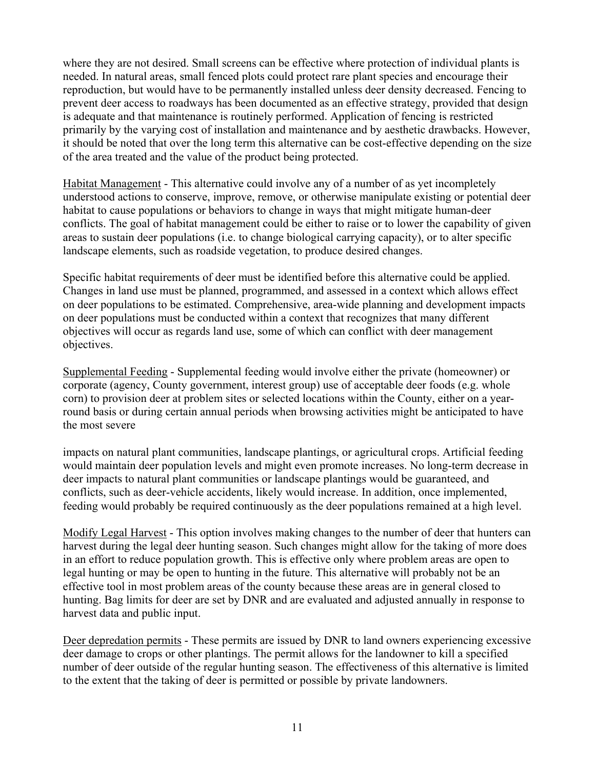where they are not desired. Small screens can be effective where protection of individual plants is needed. In natural areas, small fenced plots could protect rare plant species and encourage their reproduction, but would have to be permanently installed unless deer density decreased. Fencing to prevent deer access to roadways has been documented as an effective strategy, provided that design is adequate and that maintenance is routinely performed. Application of fencing is restricted primarily by the varying cost of installation and maintenance and by aesthetic drawbacks. However, it should be noted that over the long term this alternative can be cost-effective depending on the size of the area treated and the value of the product being protected.

<u>Habitat Management</u> - This alternative could involve any of a number of as yet incompletely understood actions to conserve, improve, remove, or otherwise manipulate existing or potential deer habitat to cause populations or behaviors to change in ways that might mitigate human-deer conflicts. The goal of habitat management could be either to raise or to lower the capability of given areas to sustain deer populations (i.e. to change biological carrying capacity), or to alter specific landscape elements, such as roadside vegetation, to produce desired changes.

Specific habitat requirements of deer must be identified before this alternative could be applied. Changes in land use must be planned, programmed, and assessed in a context which allows effect on deer populations to be estimated. Comprehensive, area-wide planning and development impacts on deer populations must be conducted within a context that recognizes that many different objectives will occur as regards land use, some of which can conflict with deer management objectives.

<u>Supplemental Feeding</u> - Supplemental feeding would involve either the private (homeowner) or corporate (agency, County government, interest group) use of acceptable deer foods (e.g. whole corn) to provision deer at problem sites or selected locations within the County, either on a year-round basis or during certain annual periods when browsing activities might be anticipated to have the most severe impacts on natural plant communities, landscape plantings, or agricultural crops. Artificial feeding would maintain deer population levels and might even promote increases. No long-term decrease in deer impacts to natural plant communities or landscape plantings would be guaranteed, and conflicts, such as deer-vehicle accidents, likely would increase. In addition, once implemented, feeding would probably be required continuously as the deer populations remained at a high level.

<u>Modify Legal Harvest</u> - This option involves making changes to the number of deer that hunters can harvest during the legal deer hunting season. Such changes might allow for the taking of more does in an effort to reduce population growth. This is effective only where problem areas are open to legal hunting or may be open to hunting in the future. This alternative will probably not be an effective tool in most problem areas of the county because these areas are in general closed to hunting. Bag limits for deer are set by DNR and are evaluated and adjusted annually in response to harvest data and public input.

<u>Deer depredation permits</u> - These permits are issued by DNR to land owners experiencing excessive deer damage to crops or other plantings. The permit allows for the landowner to kill a specified number of deer outside of the regular hunting season. The effectiveness of this alternative is limited to the extent that the taking of deer is permitted or possible by private landowners.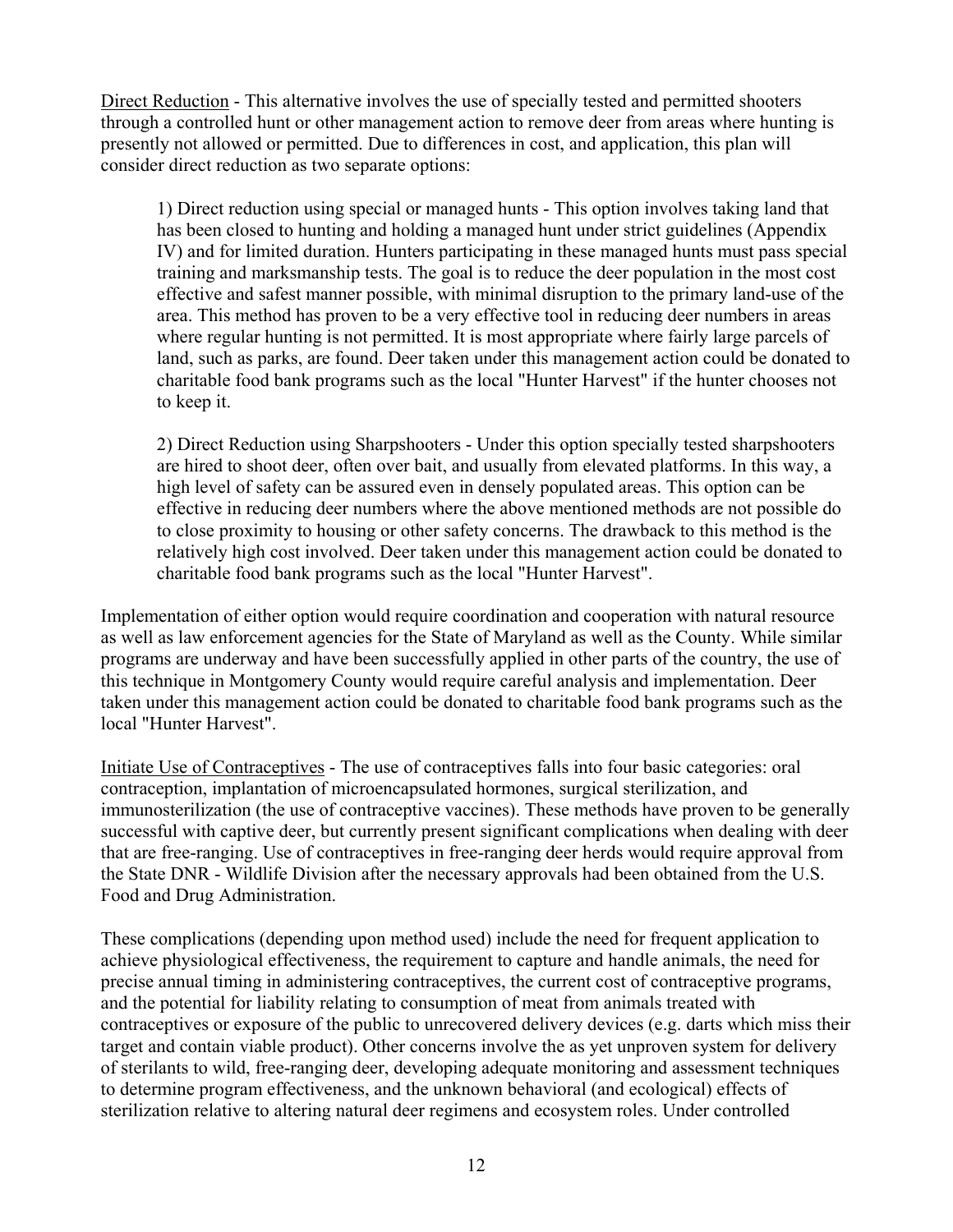Direct Reduction - This alternative involves the use of specially tested and permitted shooters through a controlled hunt or other management action to remove deer from areas where hunting is presently not allowed or permitted. Due to differences in cost, and application, this plan will consider direct reduction as two separate options:

> 1) Direct reduction using special or managed hunts - This option involves taking land that has been closed to hunting and holding a managed hunt under strict guidelines (Appendix IV) and for limited duration. Hunters participating in these managed hunts must pass special training and marksmanship tests. The goal is to reduce the deer population in the most cost effective and safest manner possible, with minimal disruption to the primary land-use of the area. This method has proven to be a very effective tool in reducing deer numbers in areas where regular hunting is not permitted. It is most appropriate where fairly large parcels of land, such as parks, are found. Deer taken under this management action could be donated to charitable food bank programs such as the local "Hunter Harvest" if the hunter chooses not to keep it.
>
> 2) Direct Reduction using Sharpshooters - Under this option specially tested sharpshooters are hired to shoot deer, often over bait, and usually from elevated platforms. In this way, a high level of safety can be assured even in densely populated areas. This option can be effective in reducing deer numbers where the above mentioned methods are not possible do to close proximity to housing or other safety concerns. The drawback to this method is the relatively high cost involved. Deer taken under this management action could be donated to charitable food bank programs such as the local "Hunter Harvest".

Implementation of either option would require coordination and cooperation with natural resource as well as law enforcement agencies for the State of Maryland as well as the County. While similar programs are underway and have been successfully applied in other parts of the country, the use of this technique in Montgomery County would require careful analysis and implementation. Deer taken under this management action could be donated to charitable food bank programs such as the local "Hunter Harvest".

Initiate Use of Contraceptives - The use of contraceptives falls into four basic categories: oral contraception, implantation of microencapsulated hormones, surgical sterilization, and immunosterilization (the use of contraceptive vaccines). These methods have proven to be generally successful with captive deer, but currently present significant complications when dealing with deer that are free-ranging. Use of contraceptives in free-ranging deer herds would require approval from the State DNR - Wildlife Division after the necessary approvals had been obtained from the U.S. Food and Drug Administration.

These complications (depending upon method used) include the need for frequent application to achieve physiological effectiveness, the requirement to capture and handle animals, the need for precise annual timing in administering contraceptives, the current cost of contraceptive programs, and the potential for liability relating to consumption of meat from animals treated with contraceptives or exposure of the public to unrecovered delivery devices (e.g. darts which miss their target and contain viable product). Other concerns involve the as yet unproven system for delivery of sterilants to wild, free-ranging deer, developing adequate monitoring and assessment techniques to determine program effectiveness, and the unknown behavioral (and ecological) effects of sterilization relative to altering natural deer regimens and ecosystem roles. Under controlled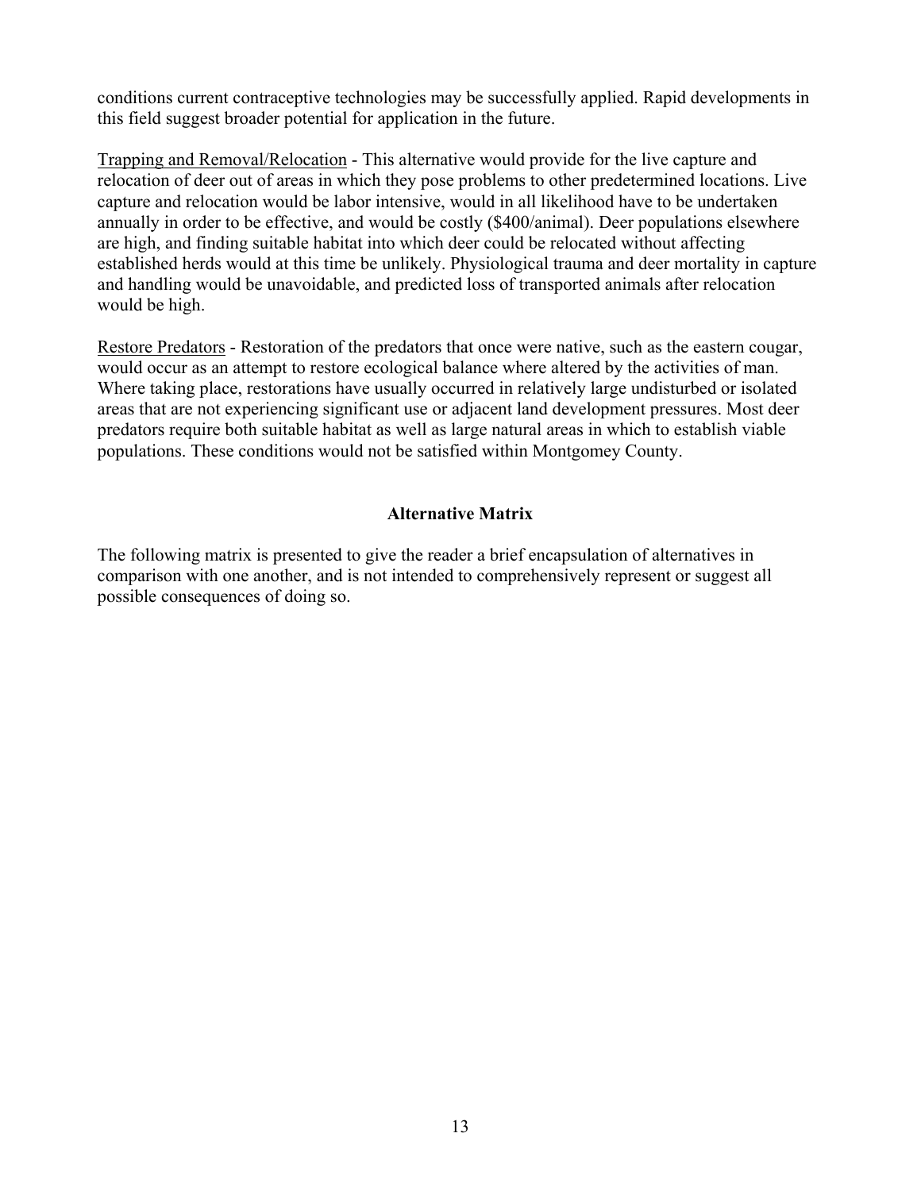conditions current contraceptive technologies may be successfully applied. Rapid developments in this field suggest broader potential for application in the future.

Trapping and Removal/Relocation - This alternative would provide for the live capture and relocation of deer out of areas in which they pose problems to other predetermined locations. Live capture and relocation would be labor intensive, would in all likelihood have to be undertaken annually in order to be effective, and would be costly ($400/animal). Deer populations elsewhere are high, and finding suitable habitat into which deer could be relocated without affecting established herds would at this time be unlikely. Physiological trauma and deer mortality in capture and handling would be unavoidable, and predicted loss of transported animals after relocation would be high.

Restore Predators - Restoration of the predators that once were native, such as the eastern cougar, would occur as an attempt to restore ecological balance where altered by the activities of man. Where taking place, restorations have usually occurred in relatively large undisturbed or isolated areas that are not experiencing significant use or adjacent land development pressures. Most deer predators require both suitable habitat as well as large natural areas in which to establish viable populations. These conditions would not be satisfied within Montgomey County.

## Alternative Matrix

The following matrix is presented to give the reader a brief encapsulation of alternatives in comparison with one another, and is not intended to comprehensively represent or suggest all possible consequences of doing so.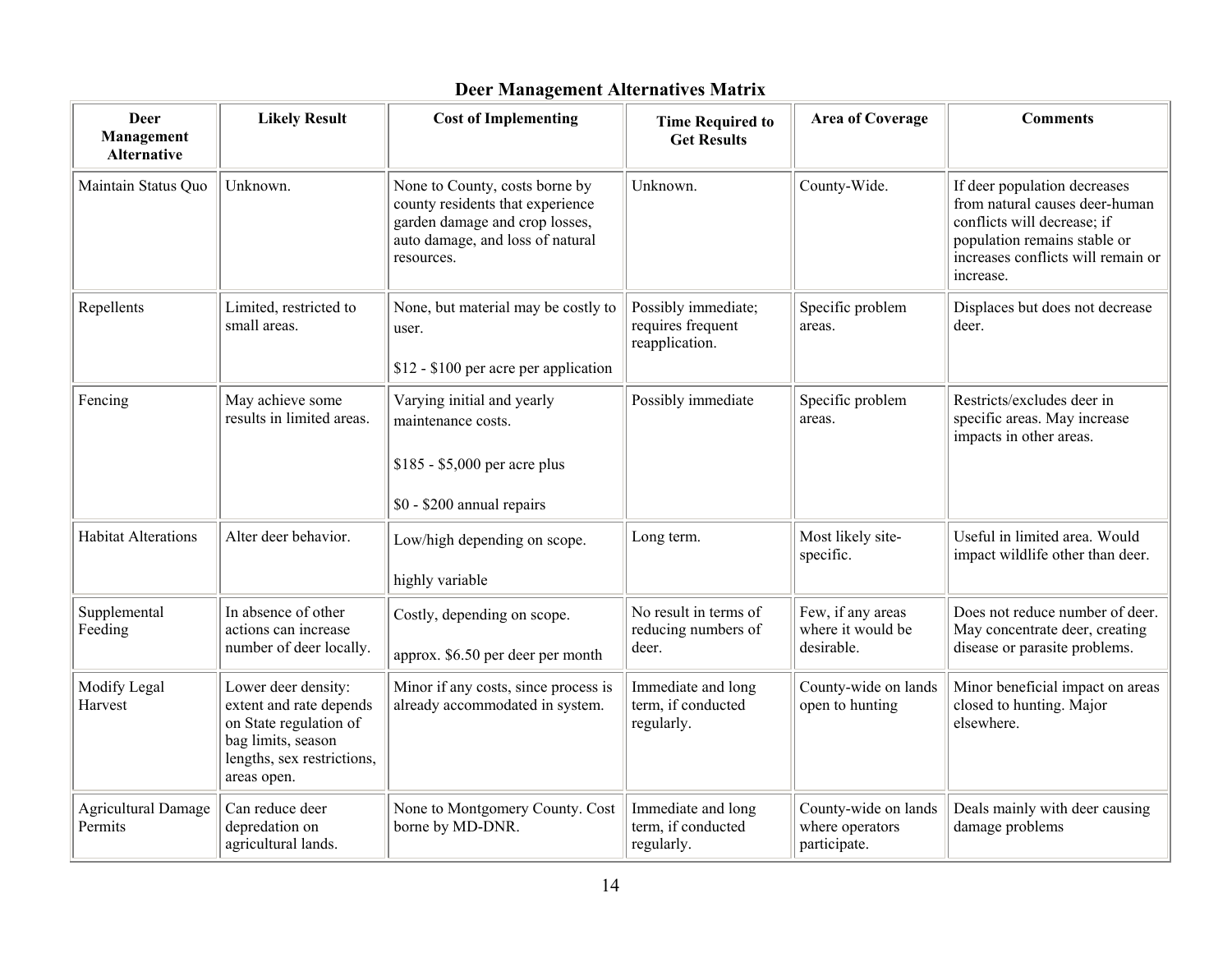## Deer Management Alternatives Matrix

| Deer Management Alternative | Likely Result | Cost of Implementing | Time Required to Get Results | Area of Coverage | Comments |
|---|---|---|---|---|---|
| Maintain Status Quo | Unknown. | None to County, costs borne by county residents that experience garden damage and crop losses, auto damage, and loss of natural resources. | Unknown. | County-Wide. | If deer population decreases from natural causes deer-human conflicts will decrease; if population remains stable or increases conflicts will remain or increase. |
| Repellents | Limited, restricted to small areas. | None, but material may be costly to user.<br><br>$12 - $100 per acre per application | Possibly immediate; requires frequent reapplication. | Specific problem areas. | Displaces but does not decrease deer. |
| Fencing | May achieve some results in limited areas. | Varying initial and yearly maintenance costs.<br><br>$185 - $5,000 per acre plus<br><br>$0 - $200 annual repairs | Possibly immediate | Specific problem areas. | Restricts/excludes deer in specific areas. May increase impacts in other areas. |
| Habitat Alterations | Alter deer behavior. | Low/high depending on scope.<br><br>highly variable | Long term. | Most likely site-specific. | Useful in limited area. Would impact wildlife other than deer. |
| Supplemental Feeding | In absence of other actions can increase number of deer locally. | Costly, depending on scope.<br><br>approx. $6.50 per deer per month | No result in terms of reducing numbers of deer. | Few, if any areas where it would be desirable. | Does not reduce number of deer. May concentrate deer, creating disease or parasite problems. |
| Modify Legal Harvest | Lower deer density: extent and rate depends on State regulation of bag limits, season lengths, sex restrictions, areas open. | Minor if any costs, since process is already accommodated in system. | Immediate and long term, if conducted regularly. | County-wide on lands open to hunting | Minor beneficial impact on areas closed to hunting. Major elsewhere. |
| Agricultural Damage Permits | Can reduce deer depredation on agricultural lands. | None to Montgomery County. Cost borne by MD-DNR. | Immediate and long term, if conducted regularly. | County-wide on lands where operators participate. | Deals mainly with deer causing damage problems |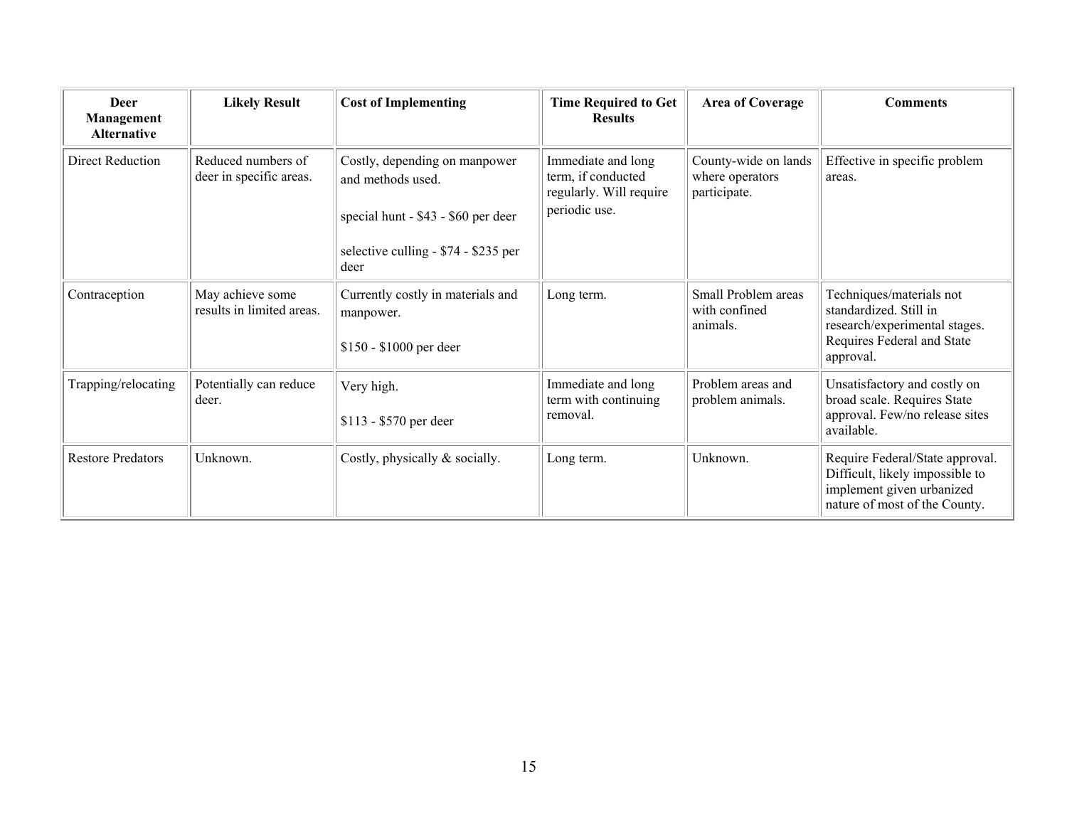| Deer Management Alternative | Likely Result | Cost of Implementing | Time Required to Get Results | Area of Coverage | Comments |
|---|---|---|---|---|---|
| Direct Reduction | Reduced numbers of deer in specific areas. | Costly, depending on manpower and methods used.<br><br>special hunt - $43 - $60 per deer<br><br>selective culling - $74 - $235 per deer | Immediate and long term, if conducted regularly. Will require periodic use. | County-wide on lands where operators participate. | Effective in specific problem areas. |
| Contraception | May achieve some results in limited areas. | Currently costly in materials and manpower.<br><br>$150 - $1000 per deer | Long term. | Small Problem areas with confined animals. | Techniques/materials not standardized. Still in research/experimental stages. Requires Federal and State approval. |
| Trapping/relocating | Potentially can reduce deer. | Very high.<br><br>$113 - $570 per deer | Immediate and long term with continuing removal. | Problem areas and problem animals. | Unsatisfactory and costly on broad scale. Requires State approval. Few/no release sites available. |
| Restore Predators | Unknown. | Costly, physically & socially. | Long term. | Unknown. | Require Federal/State approval. Difficult, likely impossible to implement given urbanized nature of most of the County. |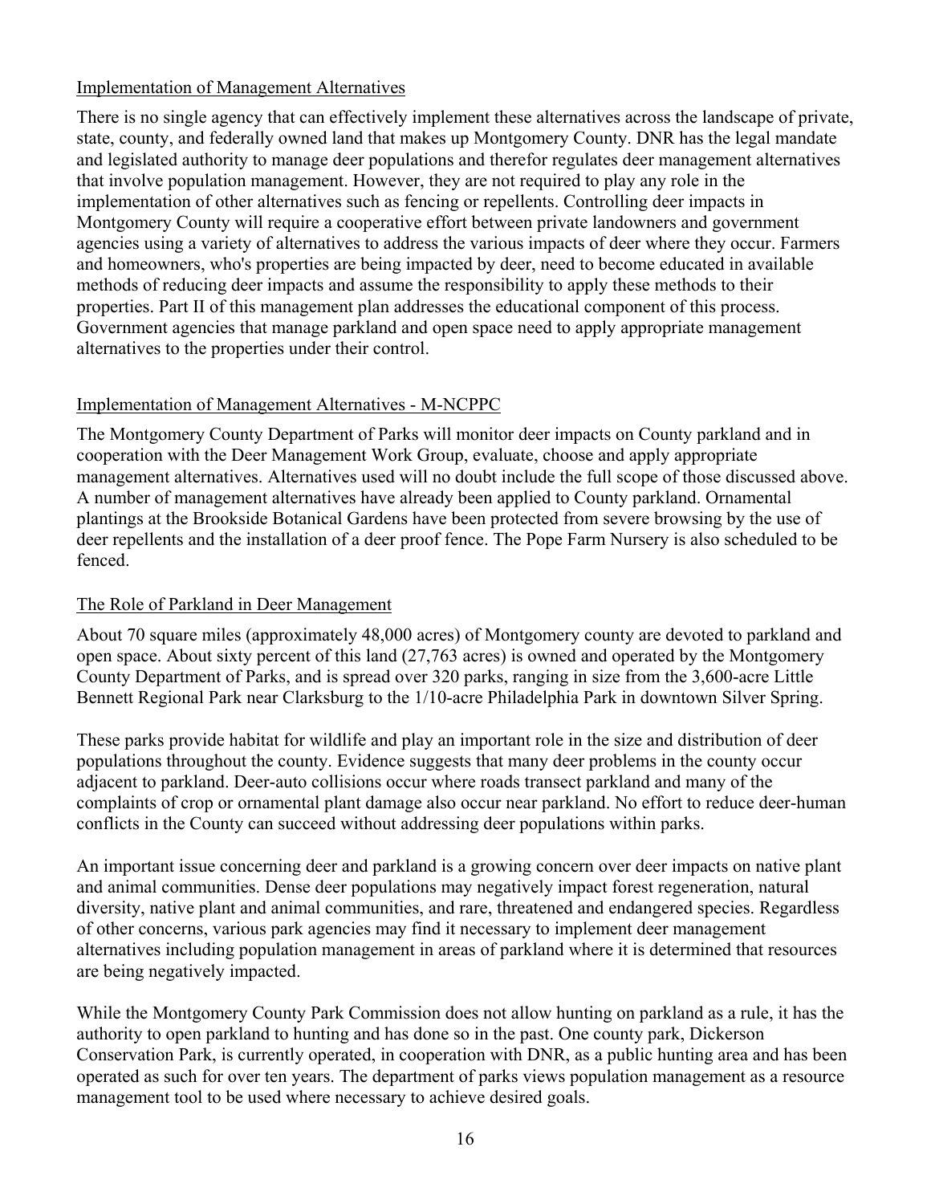## Implementation of Management Alternatives

There is no single agency that can effectively implement these alternatives across the landscape of private, state, county, and federally owned land that makes up Montgomery County. DNR has the legal mandate and legislated authority to manage deer populations and therefor regulates deer management alternatives that involve population management. However, they are not required to play any role in the implementation of other alternatives such as fencing or repellents. Controlling deer impacts in Montgomery County will require a cooperative effort between private landowners and government agencies using a variety of alternatives to address the various impacts of deer where they occur. Farmers and homeowners, who's properties are being impacted by deer, need to become educated in available methods of reducing deer impacts and assume the responsibility to apply these methods to their properties. Part II of this management plan addresses the educational component of this process. Government agencies that manage parkland and open space need to apply appropriate management alternatives to the properties under their control.

## Implementation of Management Alternatives - M-NCPPC

The Montgomery County Department of Parks will monitor deer impacts on County parkland and in cooperation with the Deer Management Work Group, evaluate, choose and apply appropriate management alternatives. Alternatives used will no doubt include the full scope of those discussed above. A number of management alternatives have already been applied to County parkland. Ornamental plantings at the Brookside Botanical Gardens have been protected from severe browsing by the use of deer repellents and the installation of a deer proof fence. The Pope Farm Nursery is also scheduled to be fenced.

## The Role of Parkland in Deer Management

About 70 square miles (approximately 48,000 acres) of Montgomery county are devoted to parkland and open space. About sixty percent of this land (27,763 acres) is owned and operated by the Montgomery County Department of Parks, and is spread over 320 parks, ranging in size from the 3,600-acre Little Bennett Regional Park near Clarksburg to the 1/10-acre Philadelphia Park in downtown Silver Spring.

These parks provide habitat for wildlife and play an important role in the size and distribution of deer populations throughout the county. Evidence suggests that many deer problems in the county occur adjacent to parkland. Deer-auto collisions occur where roads transect parkland and many of the complaints of crop or ornamental plant damage also occur near parkland. No effort to reduce deer-human conflicts in the County can succeed without addressing deer populations within parks.

An important issue concerning deer and parkland is a growing concern over deer impacts on native plant and animal communities. Dense deer populations may negatively impact forest regeneration, natural diversity, native plant and animal communities, and rare, threatened and endangered species. Regardless of other concerns, various park agencies may find it necessary to implement deer management alternatives including population management in areas of parkland where it is determined that resources are being negatively impacted.

While the Montgomery County Park Commission does not allow hunting on parkland as a rule, it has the authority to open parkland to hunting and has done so in the past. One county park, Dickerson Conservation Park, is currently operated, in cooperation with DNR, as a public hunting area and has been operated as such for over ten years. The department of parks views population management as a resource management tool to be used where necessary to achieve desired goals.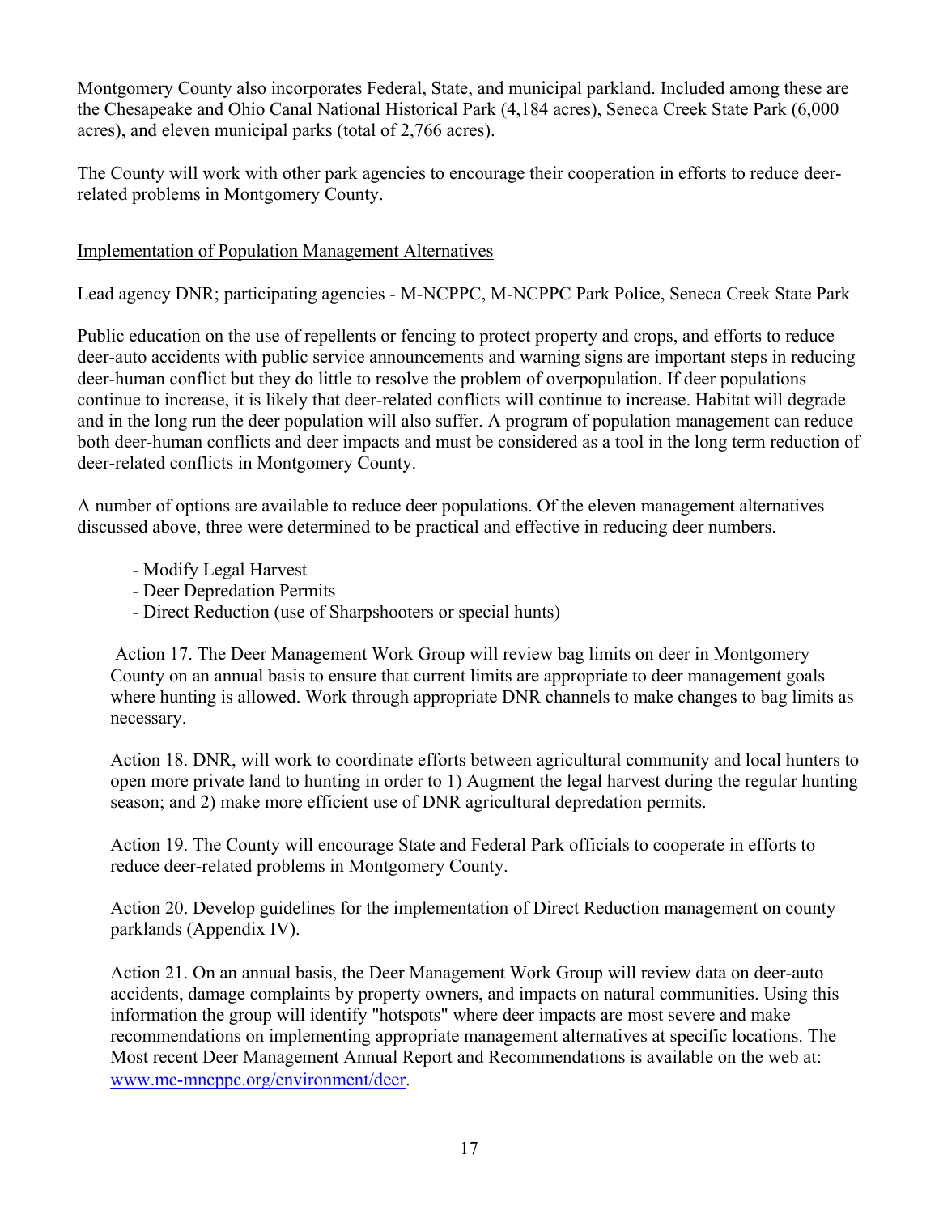Montgomery County also incorporates Federal, State, and municipal parkland. Included among these are the Chesapeake and Ohio Canal National Historical Park (4,184 acres), Seneca Creek State Park (6,000 acres), and eleven municipal parks (total of 2,766 acres).

The County will work with other park agencies to encourage their cooperation in efforts to reduce deer-related problems in Montgomery County.

## Implementation of Population Management Alternatives

Lead agency DNR; participating agencies - M-NCPPC, M-NCPPC Park Police, Seneca Creek State Park

Public education on the use of repellents or fencing to protect property and crops, and efforts to reduce deer-auto accidents with public service announcements and warning signs are important steps in reducing deer-human conflict but they do little to resolve the problem of overpopulation. If deer populations continue to increase, it is likely that deer-related conflicts will continue to increase. Habitat will degrade and in the long run the deer population will also suffer. A program of population management can reduce both deer-human conflicts and deer impacts and must be considered as a tool in the long term reduction of deer-related conflicts in Montgomery County.

A number of options are available to reduce deer populations. Of the eleven management alternatives discussed above, three were determined to be practical and effective in reducing deer numbers.

- Modify Legal Harvest
- Deer Depredation Permits
- Direct Reduction (use of Sharpshooters or special hunts)

Action 17. The Deer Management Work Group will review bag limits on deer in Montgomery County on an annual basis to ensure that current limits are appropriate to deer management goals where hunting is allowed. Work through appropriate DNR channels to make changes to bag limits as necessary.

Action 18. DNR, will work to coordinate efforts between agricultural community and local hunters to open more private land to hunting in order to 1) Augment the legal harvest during the regular hunting season; and 2) make more efficient use of DNR agricultural depredation permits.

Action 19. The County will encourage State and Federal Park officials to cooperate in efforts to reduce deer-related problems in Montgomery County.

Action 20. Develop guidelines for the implementation of Direct Reduction management on county parklands (Appendix IV).

Action 21. On an annual basis, the Deer Management Work Group will review data on deer-auto accidents, damage complaints by property owners, and impacts on natural communities. Using this information the group will identify "hotspots" where deer impacts are most severe and make recommendations on implementing appropriate management alternatives at specific locations. The Most recent Deer Management Annual Report and Recommendations is available on the web at: www.mc-mncppc.org/environment/deer.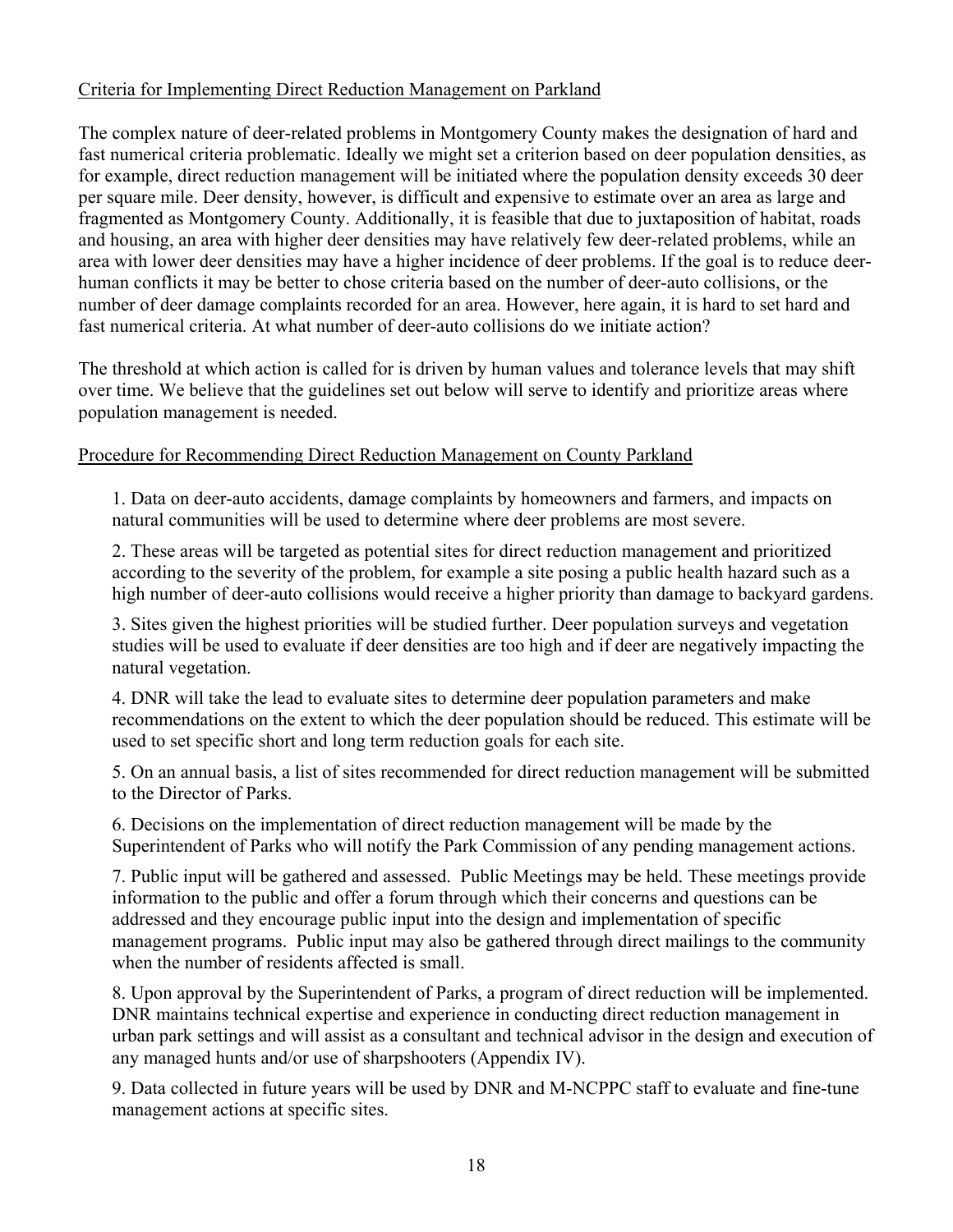Criteria for Implementing Direct Reduction Management on Parkland

The complex nature of deer-related problems in Montgomery County makes the designation of hard and fast numerical criteria problematic. Ideally we might set a criterion based on deer population densities, as for example, direct reduction management will be initiated where the population density exceeds 30 deer per square mile. Deer density, however, is difficult and expensive to estimate over an area as large and fragmented as Montgomery County. Additionally, it is feasible that due to juxtaposition of habitat, roads and housing, an area with higher deer densities may have relatively few deer-related problems, while an area with lower deer densities may have a higher incidence of deer problems. If the goal is to reduce deer-human conflicts it may be better to chose criteria based on the number of deer-auto collisions, or the number of deer damage complaints recorded for an area. However, here again, it is hard to set hard and fast numerical criteria. At what number of deer-auto collisions do we initiate action?

The threshold at which action is called for is driven by human values and tolerance levels that may shift over time. We believe that the guidelines set out below will serve to identify and prioritize areas where population management is needed.

Procedure for Recommending Direct Reduction Management on County Parkland

1. Data on deer-auto accidents, damage complaints by homeowners and farmers, and impacts on natural communities will be used to determine where deer problems are most severe.

2. These areas will be targeted as potential sites for direct reduction management and prioritized according to the severity of the problem, for example a site posing a public health hazard such as a high number of deer-auto collisions would receive a higher priority than damage to backyard gardens.

3. Sites given the highest priorities will be studied further. Deer population surveys and vegetation studies will be used to evaluate if deer densities are too high and if deer are negatively impacting the natural vegetation.

4. DNR will take the lead to evaluate sites to determine deer population parameters and make recommendations on the extent to which the deer population should be reduced. This estimate will be used to set specific short and long term reduction goals for each site.

5. On an annual basis, a list of sites recommended for direct reduction management will be submitted to the Director of Parks.

6. Decisions on the implementation of direct reduction management will be made by the Superintendent of Parks who will notify the Park Commission of any pending management actions.

7. Public input will be gathered and assessed. Public Meetings may be held. These meetings provide information to the public and offer a forum through which their concerns and questions can be addressed and they encourage public input into the design and implementation of specific management programs. Public input may also be gathered through direct mailings to the community when the number of residents affected is small.

8. Upon approval by the Superintendent of Parks, a program of direct reduction will be implemented. DNR maintains technical expertise and experience in conducting direct reduction management in urban park settings and will assist as a consultant and technical advisor in the design and execution of any managed hunts and/or use of sharpshooters (Appendix IV).

9. Data collected in future years will be used by DNR and M-NCPPC staff to evaluate and fine-tune management actions at specific sites.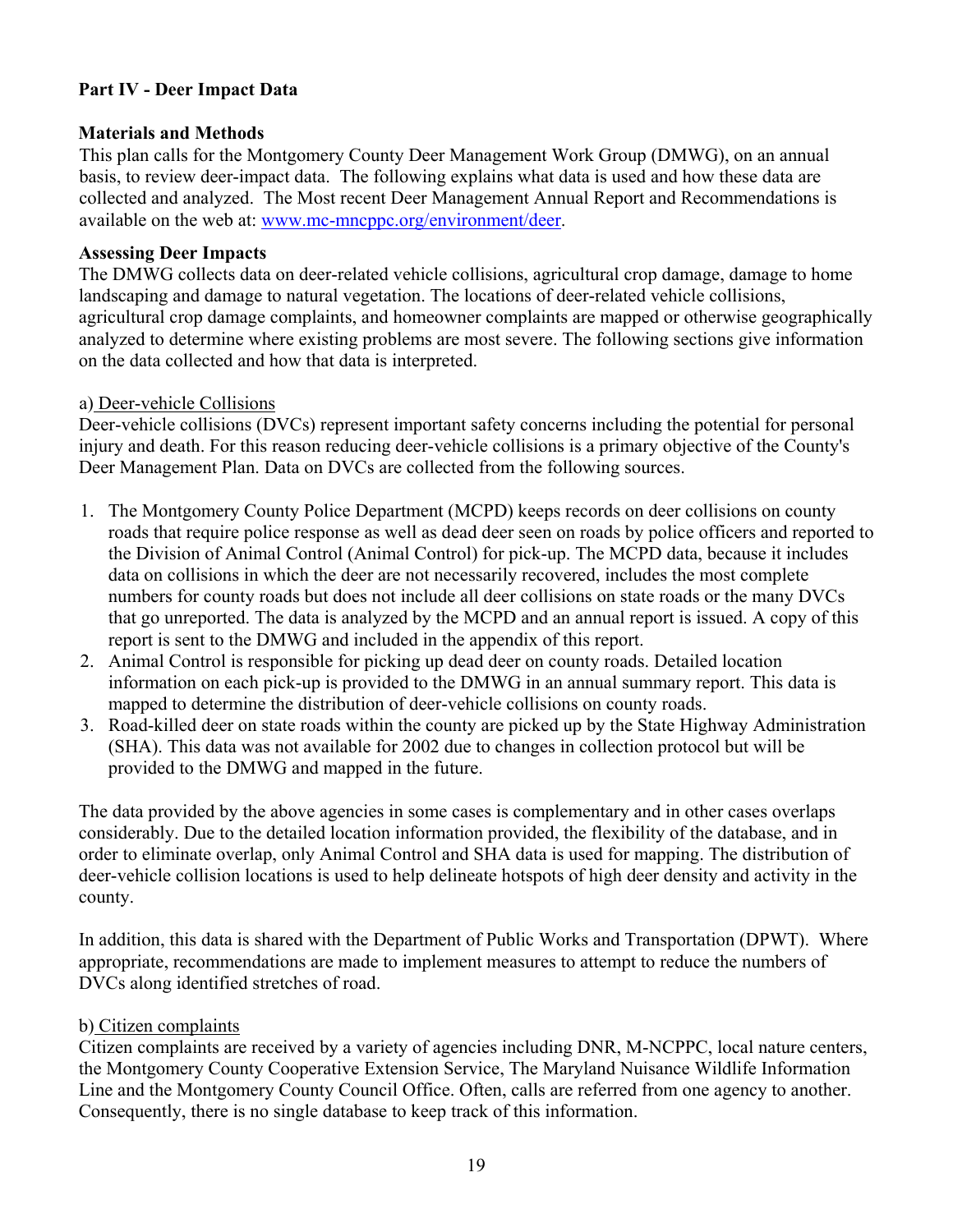## Part IV - Deer Impact Data

### Materials and Methods

This plan calls for the Montgomery County Deer Management Work Group (DMWG), on an annual basis, to review deer-impact data. The following explains what data is used and how these data are collected and analyzed. The Most recent Deer Management Annual Report and Recommendations is available on the web at: www.mc-mncppc.org/environment/deer.

### Assessing Deer Impacts

The DMWG collects data on deer-related vehicle collisions, agricultural crop damage, damage to home landscaping and damage to natural vegetation. The locations of deer-related vehicle collisions, agricultural crop damage complaints, and homeowner complaints are mapped or otherwise geographically analyzed to determine where existing problems are most severe. The following sections give information on the data collected and how that data is interpreted.

a) Deer-vehicle Collisions

Deer-vehicle collisions (DVCs) represent important safety concerns including the potential for personal injury and death. For this reason reducing deer-vehicle collisions is a primary objective of the County's Deer Management Plan. Data on DVCs are collected from the following sources.

1. The Montgomery County Police Department (MCPD) keeps records on deer collisions on county roads that require police response as well as dead deer seen on roads by police officers and reported to the Division of Animal Control (Animal Control) for pick-up. The MCPD data, because it includes data on collisions in which the deer are not necessarily recovered, includes the most complete numbers for county roads but does not include all deer collisions on state roads or the many DVCs that go unreported. The data is analyzed by the MCPD and an annual report is issued. A copy of this report is sent to the DMWG and included in the appendix of this report.
2. Animal Control is responsible for picking up dead deer on county roads. Detailed location information on each pick-up is provided to the DMWG in an annual summary report. This data is mapped to determine the distribution of deer-vehicle collisions on county roads.
3. Road-killed deer on state roads within the county are picked up by the State Highway Administration (SHA). This data was not available for 2002 due to changes in collection protocol but will be provided to the DMWG and mapped in the future.

The data provided by the above agencies in some cases is complementary and in other cases overlaps considerably. Due to the detailed location information provided, the flexibility of the database, and in order to eliminate overlap, only Animal Control and SHA data is used for mapping. The distribution of deer-vehicle collision locations is used to help delineate hotspots of high deer density and activity in the county.

In addition, this data is shared with the Department of Public Works and Transportation (DPWT). Where appropriate, recommendations are made to implement measures to attempt to reduce the numbers of DVCs along identified stretches of road.

b) Citizen complaints

Citizen complaints are received by a variety of agencies including DNR, M-NCPPC, local nature centers, the Montgomery County Cooperative Extension Service, The Maryland Nuisance Wildlife Information Line and the Montgomery County Council Office. Often, calls are referred from one agency to another. Consequently, there is no single database to keep track of this information.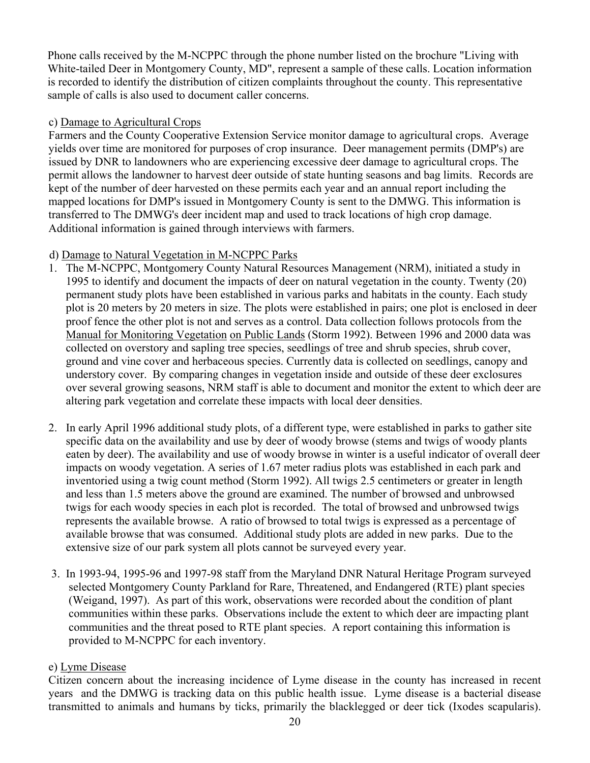Phone calls received by the M-NCPPC through the phone number listed on the brochure "Living with White-tailed Deer in Montgomery County, MD", represent a sample of these calls. Location information is recorded to identify the distribution of citizen complaints throughout the county. This representative sample of calls is also used to document caller concerns.

c) Damage to Agricultural Crops

Farmers and the County Cooperative Extension Service monitor damage to agricultural crops. Average yields over time are monitored for purposes of crop insurance. Deer management permits (DMP's) are issued by DNR to landowners who are experiencing excessive deer damage to agricultural crops. The permit allows the landowner to harvest deer outside of state hunting seasons and bag limits. Records are kept of the number of deer harvested on these permits each year and an annual report including the mapped locations for DMP's issued in Montgomery County is sent to the DMWG. This information is transferred to The DMWG's deer incident map and used to track locations of high crop damage. Additional information is gained through interviews with farmers.

d) Damage to Natural Vegetation in M-NCPPC Parks

1. The M-NCPPC, Montgomery County Natural Resources Management (NRM), initiated a study in 1995 to identify and document the impacts of deer on natural vegetation in the county. Twenty (20) permanent study plots have been established in various parks and habitats in the county. Each study plot is 20 meters by 20 meters in size. The plots were established in pairs; one plot is enclosed in deer proof fence the other plot is not and serves as a control. Data collection follows protocols from the Manual for Monitoring Vegetation on Public Lands (Storm 1992). Between 1996 and 2000 data was collected on overstory and sapling tree species, seedlings of tree and shrub species, shrub cover, ground and vine cover and herbaceous species. Currently data is collected on seedlings, canopy and understory cover. By comparing changes in vegetation inside and outside of these deer exclosures over several growing seasons, NRM staff is able to document and monitor the extent to which deer are altering park vegetation and correlate these impacts with local deer densities.

2. In early April 1996 additional study plots, of a different type, were established in parks to gather site specific data on the availability and use by deer of woody browse (stems and twigs of woody plants eaten by deer). The availability and use of woody browse in winter is a useful indicator of overall deer impacts on woody vegetation. A series of 1.67 meter radius plots was established in each park and inventoried using a twig count method (Storm 1992). All twigs 2.5 centimeters or greater in length and less than 1.5 meters above the ground are examined. The number of browsed and unbrowsed twigs for each woody species in each plot is recorded. The total of browsed and unbrowsed twigs represents the available browse. A ratio of browsed to total twigs is expressed as a percentage of available browse that was consumed. Additional study plots are added in new parks. Due to the extensive size of our park system all plots cannot be surveyed every year.

3. In 1993-94, 1995-96 and 1997-98 staff from the Maryland DNR Natural Heritage Program surveyed selected Montgomery County Parkland for Rare, Threatened, and Endangered (RTE) plant species (Weigand, 1997). As part of this work, observations were recorded about the condition of plant communities within these parks. Observations include the extent to which deer are impacting plant communities and the threat posed to RTE plant species. A report containing this information is provided to M-NCPPC for each inventory.

e) Lyme Disease

Citizen concern about the increasing incidence of Lyme disease in the county has increased in recent years and the DMWG is tracking data on this public health issue. Lyme disease is a bacterial disease transmitted to animals and humans by ticks, primarily the blacklegged or deer tick (Ixodes scapularis).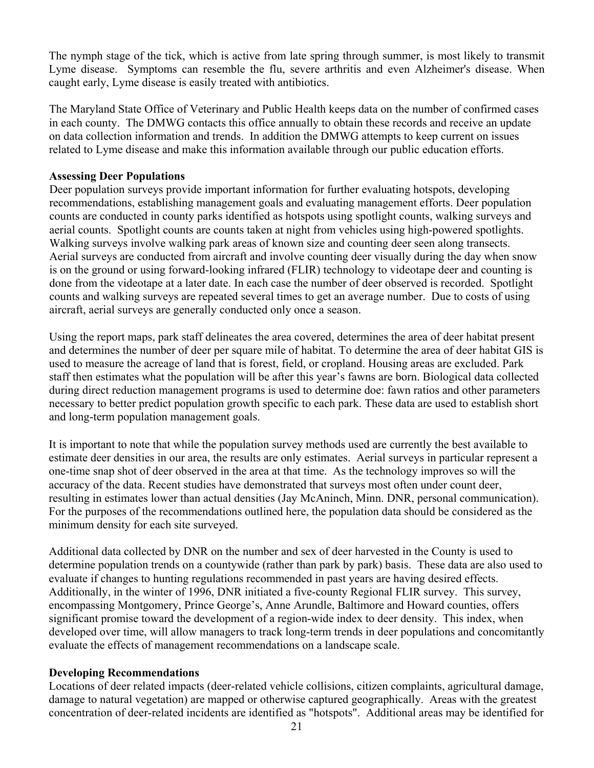The nymph stage of the tick, which is active from late spring through summer, is most likely to transmit Lyme disease. Symptoms can resemble the flu, severe arthritis and even Alzheimer's disease. When caught early, Lyme disease is easily treated with antibiotics.

The Maryland State Office of Veterinary and Public Health keeps data on the number of confirmed cases in each county. The DMWG contacts this office annually to obtain these records and receive an update on data collection information and trends. In addition the DMWG attempts to keep current on issues related to Lyme disease and make this information available through our public education efforts.

**Assessing Deer Populations**

Deer population surveys provide important information for further evaluating hotspots, developing recommendations, establishing management goals and evaluating management efforts. Deer population counts are conducted in county parks identified as hotspots using spotlight counts, walking surveys and aerial counts. Spotlight counts are counts taken at night from vehicles using high-powered spotlights. Walking surveys involve walking park areas of known size and counting deer seen along transects. Aerial surveys are conducted from aircraft and involve counting deer visually during the day when snow is on the ground or using forward-looking infrared (FLIR) technology to videotape deer and counting is done from the videotape at a later date. In each case the number of deer observed is recorded. Spotlight counts and walking surveys are repeated several times to get an average number. Due to costs of using aircraft, aerial surveys are generally conducted only once a season.

Using the report maps, park staff delineates the area covered, determines the area of deer habitat present and determines the number of deer per square mile of habitat. To determine the area of deer habitat GIS is used to measure the acreage of land that is forest, field, or cropland. Housing areas are excluded. Park staff then estimates what the population will be after this year's fawns are born. Biological data collected during direct reduction management programs is used to determine doe: fawn ratios and other parameters necessary to better predict population growth specific to each park. These data are used to establish short and long-term population management goals.

It is important to note that while the population survey methods used are currently the best available to estimate deer densities in our area, the results are only estimates. Aerial surveys in particular represent a one-time snap shot of deer observed in the area at that time. As the technology improves so will the accuracy of the data. Recent studies have demonstrated that surveys most often under count deer, resulting in estimates lower than actual densities (Jay McAninch, Minn. DNR, personal communication). For the purposes of the recommendations outlined here, the population data should be considered as the minimum density for each site surveyed.

Additional data collected by DNR on the number and sex of deer harvested in the County is used to determine population trends on a countywide (rather than park by park) basis. These data are also used to evaluate if changes to hunting regulations recommended in past years are having desired effects. Additionally, in the winter of 1996, DNR initiated a five-county Regional FLIR survey. This survey, encompassing Montgomery, Prince George's, Anne Arundle, Baltimore and Howard counties, offers significant promise toward the development of a region-wide index to deer density. This index, when developed over time, will allow managers to track long-term trends in deer populations and concomitantly evaluate the effects of management recommendations on a landscape scale.

**Developing Recommendations**

Locations of deer related impacts (deer-related vehicle collisions, citizen complaints, agricultural damage, damage to natural vegetation) are mapped or otherwise captured geographically. Areas with the greatest concentration of deer-related incidents are identified as "hotspots". Additional areas may be identified for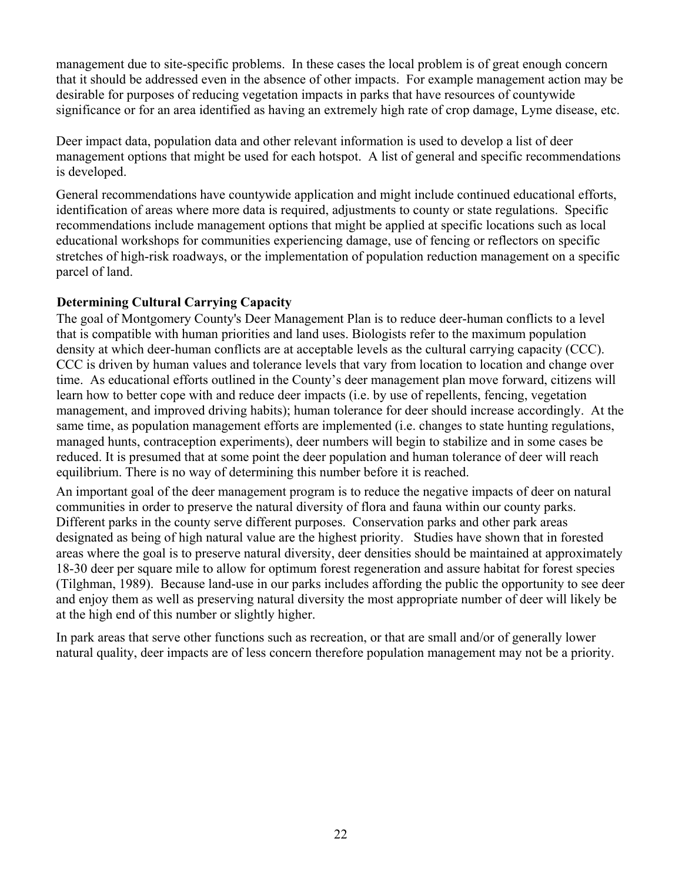management due to site-specific problems. In these cases the local problem is of great enough concern that it should be addressed even in the absence of other impacts. For example management action may be desirable for purposes of reducing vegetation impacts in parks that have resources of countywide significance or for an area identified as having an extremely high rate of crop damage, Lyme disease, etc.

Deer impact data, population data and other relevant information is used to develop a list of deer management options that might be used for each hotspot. A list of general and specific recommendations is developed.

General recommendations have countywide application and might include continued educational efforts, identification of areas where more data is required, adjustments to county or state regulations. Specific recommendations include management options that might be applied at specific locations such as local educational workshops for communities experiencing damage, use of fencing or reflectors on specific stretches of high-risk roadways, or the implementation of population reduction management on a specific parcel of land.

**Determining Cultural Carrying Capacity**

The goal of Montgomery County's Deer Management Plan is to reduce deer-human conflicts to a level that is compatible with human priorities and land uses. Biologists refer to the maximum population density at which deer-human conflicts are at acceptable levels as the cultural carrying capacity (CCC). CCC is driven by human values and tolerance levels that vary from location to location and change over time. As educational efforts outlined in the County's deer management plan move forward, citizens will learn how to better cope with and reduce deer impacts (i.e. by use of repellents, fencing, vegetation management, and improved driving habits); human tolerance for deer should increase accordingly. At the same time, as population management efforts are implemented (i.e. changes to state hunting regulations, managed hunts, contraception experiments), deer numbers will begin to stabilize and in some cases be reduced. It is presumed that at some point the deer population and human tolerance of deer will reach equilibrium. There is no way of determining this number before it is reached.

An important goal of the deer management program is to reduce the negative impacts of deer on natural communities in order to preserve the natural diversity of flora and fauna within our county parks. Different parks in the county serve different purposes. Conservation parks and other park areas designated as being of high natural value are the highest priority. Studies have shown that in forested areas where the goal is to preserve natural diversity, deer densities should be maintained at approximately 18-30 deer per square mile to allow for optimum forest regeneration and assure habitat for forest species (Tilghman, 1989). Because land-use in our parks includes affording the public the opportunity to see deer and enjoy them as well as preserving natural diversity the most appropriate number of deer will likely be at the high end of this number or slightly higher.

In park areas that serve other functions such as recreation, or that are small and/or of generally lower natural quality, deer impacts are of less concern therefore population management may not be a priority.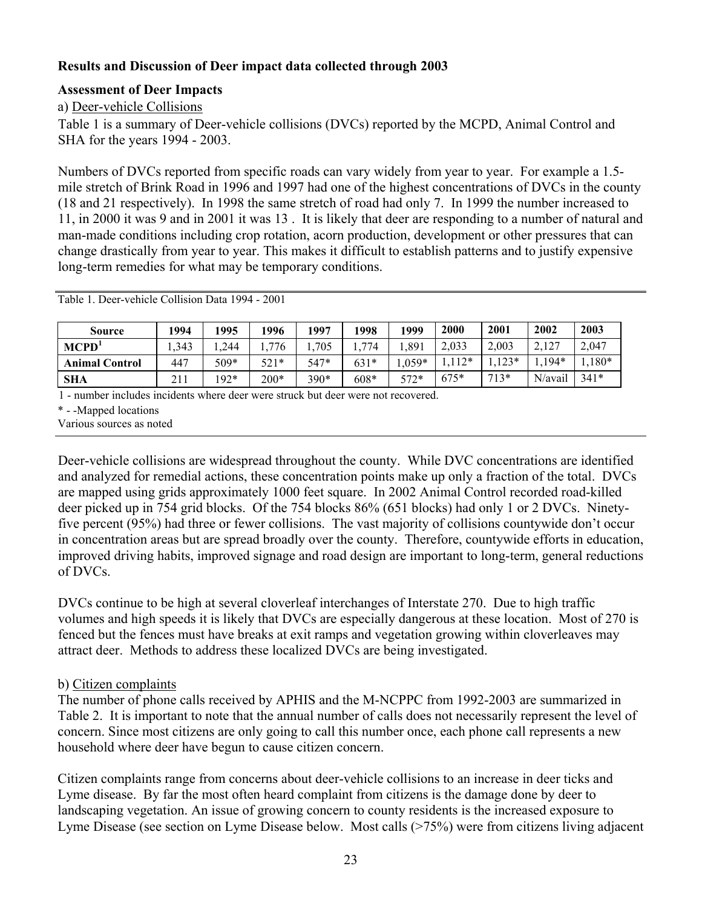**Results and Discussion of Deer impact data collected through 2003**

**Assessment of Deer Impacts**

a) Deer-vehicle Collisions

Table 1 is a summary of Deer-vehicle collisions (DVCs) reported by the MCPD, Animal Control and SHA for the years 1994 - 2003.

Numbers of DVCs reported from specific roads can vary widely from year to year. For example a 1.5-mile stretch of Brink Road in 1996 and 1997 had one of the highest concentrations of DVCs in the county (18 and 21 respectively). In 1998 the same stretch of road had only 7. In 1999 the number increased to 11, in 2000 it was 9 and in 2001 it was 13 . It is likely that deer are responding to a number of natural and man-made conditions including crop rotation, acorn production, development or other pressures that can change drastically from year to year. This makes it difficult to establish patterns and to justify expensive long-term remedies for what may be temporary conditions.

Table 1. Deer-vehicle Collision Data 1994 - 2001

| Source | 1994 | 1995 | 1996 | 1997 | 1998 | 1999 | 2000 | 2001 | 2002 | 2003 |
|---|---|---|---|---|---|---|---|---|---|---|
| MCPD[1] | 1,343 | 1,244 | 1,776 | 1,705 | 1,774 | 1,891 | 2,033 | 2,003 | 2,127 | 2,047 |
| Animal Control | 447 | 509* | 521* | 547* | 631* | 1,059* | 1,112* | 1,123* | 1,194* | 1,180* |
| SHA | 211 | 192* | 200* | 390* | 608* | 572* | 675* | 713* | N/avail | 341* |

1 - number includes incidents where deer were struck but deer were not recovered.

* - -Mapped locations

Various sources as noted

Deer-vehicle collisions are widespread throughout the county. While DVC concentrations are identified and analyzed for remedial actions, these concentration points make up only a fraction of the total. DVCs are mapped using grids approximately 1000 feet square. In 2002 Animal Control recorded road-killed deer picked up in 754 grid blocks. Of the 754 blocks 86% (651 blocks) had only 1 or 2 DVCs. Ninety-five percent (95%) had three or fewer collisions. The vast majority of collisions countywide don't occur in concentration areas but are spread broadly over the county. Therefore, countywide efforts in education, improved driving habits, improved signage and road design are important to long-term, general reductions of DVCs.

DVCs continue to be high at several cloverleaf interchanges of Interstate 270. Due to high traffic volumes and high speeds it is likely that DVCs are especially dangerous at these location. Most of 270 is fenced but the fences must have breaks at exit ramps and vegetation growing within cloverleaves may attract deer. Methods to address these localized DVCs are being investigated.

b) Citizen complaints

The number of phone calls received by APHIS and the M-NCPPC from 1992-2003 are summarized in Table 2. It is important to note that the annual number of calls does not necessarily represent the level of concern. Since most citizens are only going to call this number once, each phone call represents a new household where deer have begun to cause citizen concern.

Citizen complaints range from concerns about deer-vehicle collisions to an increase in deer ticks and Lyme disease. By far the most often heard complaint from citizens is the damage done by deer to landscaping vegetation. An issue of growing concern to county residents is the increased exposure to Lyme Disease (see section on Lyme Disease below. Most calls (>75%) were from citizens living adjacent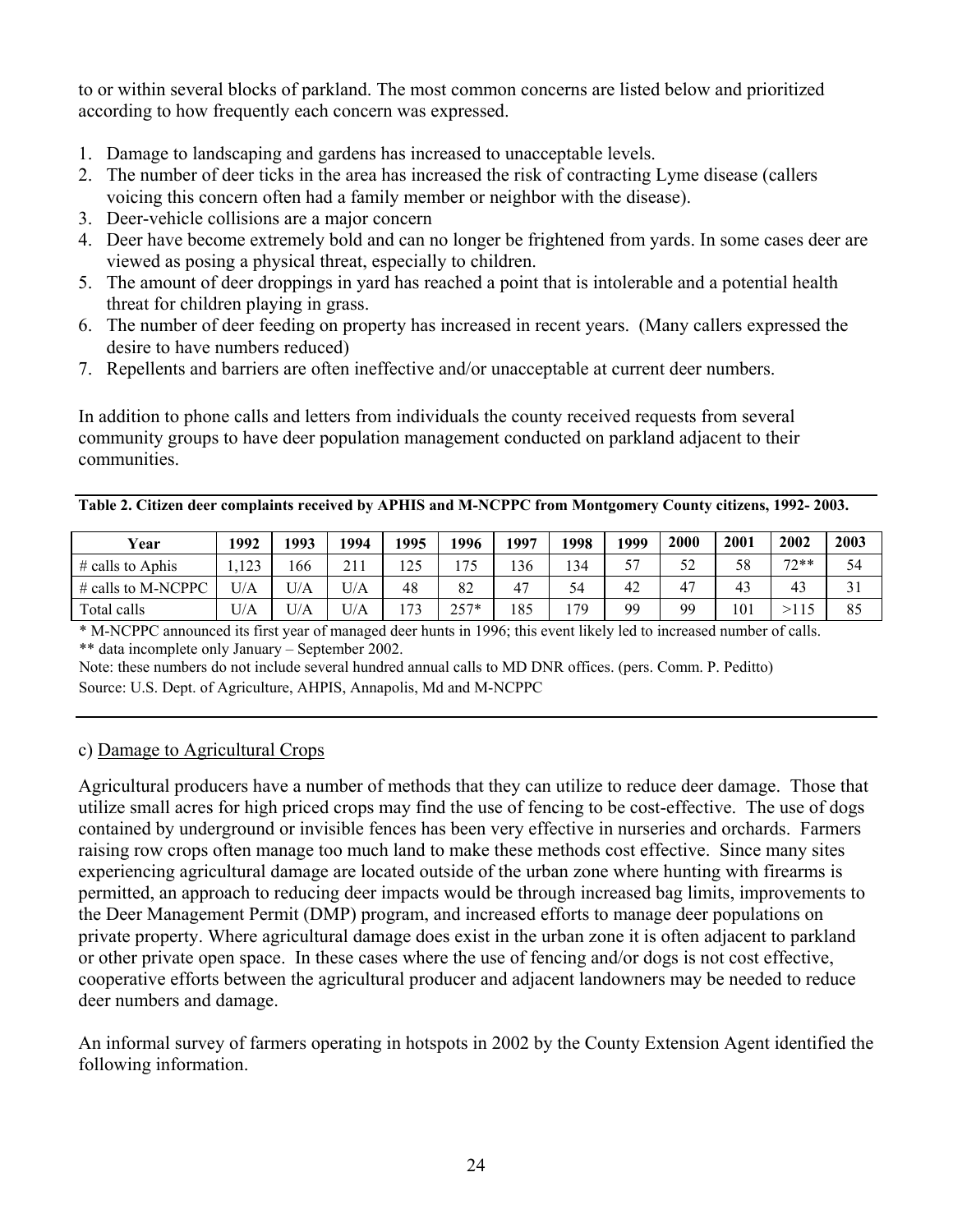to or within several blocks of parkland. The most common concerns are listed below and prioritized according to how frequently each concern was expressed.

1. Damage to landscaping and gardens has increased to unacceptable levels.
2. The number of deer ticks in the area has increased the risk of contracting Lyme disease (callers voicing this concern often had a family member or neighbor with the disease).
3. Deer-vehicle collisions are a major concern
4. Deer have become extremely bold and can no longer be frightened from yards. In some cases deer are viewed as posing a physical threat, especially to children.
5. The amount of deer droppings in yard has reached a point that is intolerable and a potential health threat for children playing in grass.
6. The number of deer feeding on property has increased in recent years. (Many callers expressed the desire to have numbers reduced)
7. Repellents and barriers are often ineffective and/or unacceptable at current deer numbers.

In addition to phone calls and letters from individuals the county received requests from several community groups to have deer population management conducted on parkland adjacent to their communities.

**Table 2. Citizen deer complaints received by APHIS and M-NCPPC from Montgomery County citizens, 1992- 2003.**

| Year | 1992 | 1993 | 1994 | 1995 | 1996 | 1997 | 1998 | 1999 | 2000 | 2001 | 2002 | 2003 |
|---|---|---|---|---|---|---|---|---|---|---|---|---|
| # calls to Aphis | 1,123 | 166 | 211 | 125 | 175 | 136 | 134 | 57 | 52 | 58 | 72** | 54 |
| # calls to M-NCPPC | U/A | U/A | U/A | 48 | 82 | 47 | 54 | 42 | 47 | 43 | 43 | 31 |
| Total calls | U/A | U/A | U/A | 173 | 257* | 185 | 179 | 99 | 99 | 101 | >115 | 85 |

\* M-NCPPC announced its first year of managed deer hunts in 1996; this event likely led to increased number of calls.
** data incomplete only January – September 2002.
Note: these numbers do not include several hundred annual calls to MD DNR offices. (pers. Comm. P. Peditto)
Source: U.S. Dept. of Agriculture, AHPIS, Annapolis, Md and M-NCPPC

c) Damage to Agricultural Crops

Agricultural producers have a number of methods that they can utilize to reduce deer damage. Those that utilize small acres for high priced crops may find the use of fencing to be cost-effective. The use of dogs contained by underground or invisible fences has been very effective in nurseries and orchards. Farmers raising row crops often manage too much land to make these methods cost effective. Since many sites experiencing agricultural damage are located outside of the urban zone where hunting with firearms is permitted, an approach to reducing deer impacts would be through increased bag limits, improvements to the Deer Management Permit (DMP) program, and increased efforts to manage deer populations on private property. Where agricultural damage does exist in the urban zone it is often adjacent to parkland or other private open space. In these cases where the use of fencing and/or dogs is not cost effective, cooperative efforts between the agricultural producer and adjacent landowners may be needed to reduce deer numbers and damage.

An informal survey of farmers operating in hotspots in 2002 by the County Extension Agent identified the following information.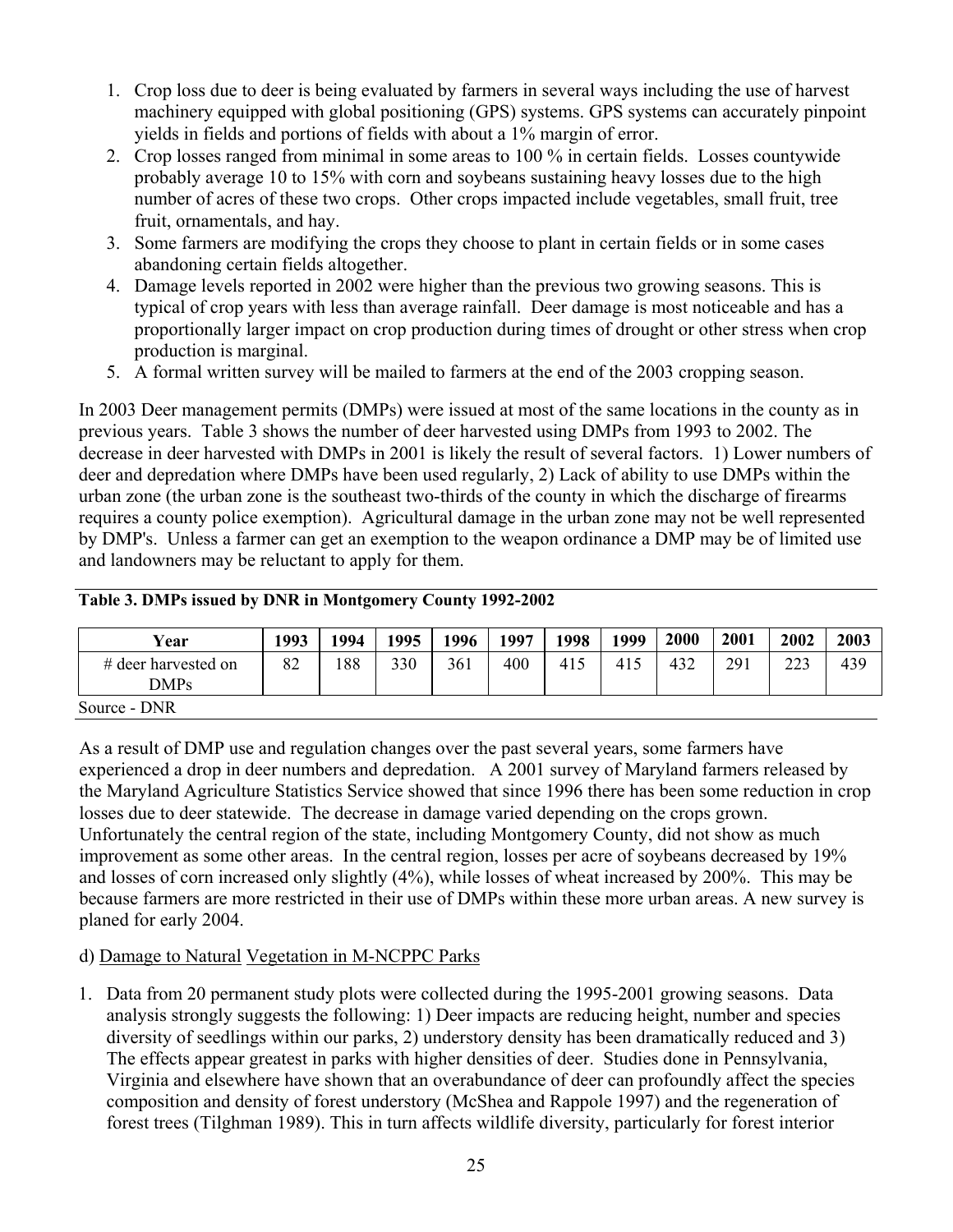1. Crop loss due to deer is being evaluated by farmers in several ways including the use of harvest machinery equipped with global positioning (GPS) systems. GPS systems can accurately pinpoint yields in fields and portions of fields with about a 1% margin of error.
2. Crop losses ranged from minimal in some areas to 100 % in certain fields. Losses countywide probably average 10 to 15% with corn and soybeans sustaining heavy losses due to the high number of acres of these two crops. Other crops impacted include vegetables, small fruit, tree fruit, ornamentals, and hay.
3. Some farmers are modifying the crops they choose to plant in certain fields or in some cases abandoning certain fields altogether.
4. Damage levels reported in 2002 were higher than the previous two growing seasons. This is typical of crop years with less than average rainfall. Deer damage is most noticeable and has a proportionally larger impact on crop production during times of drought or other stress when crop production is marginal.
5. A formal written survey will be mailed to farmers at the end of the 2003 cropping season.

In 2003 Deer management permits (DMPs) were issued at most of the same locations in the county as in previous years. Table 3 shows the number of deer harvested using DMPs from 1993 to 2002. The decrease in deer harvested with DMPs in 2001 is likely the result of several factors. 1) Lower numbers of deer and depredation where DMPs have been used regularly, 2) Lack of ability to use DMPs within the urban zone (the urban zone is the southeast two-thirds of the county in which the discharge of firearms requires a county police exemption). Agricultural damage in the urban zone may not be well represented by DMP's. Unless a farmer can get an exemption to the weapon ordinance a DMP may be of limited use and landowners may be reluctant to apply for them.

**Table 3. DMPs issued by DNR in Montgomery County 1992-2002**

| Year | 1993 | 1994 | 1995 | 1996 | 1997 | 1998 | 1999 | 2000 | 2001 | 2002 | 2003 |
|---|---|---|---|---|---|---|---|---|---|---|---|
| # deer harvested on DMPs | 82 | 188 | 330 | 361 | 400 | 415 | 415 | 432 | 291 | 223 | 439 |

Source - DNR

As a result of DMP use and regulation changes over the past several years, some farmers have experienced a drop in deer numbers and depredation. A 2001 survey of Maryland farmers released by the Maryland Agriculture Statistics Service showed that since 1996 there has been some reduction in crop losses due to deer statewide. The decrease in damage varied depending on the crops grown. Unfortunately the central region of the state, including Montgomery County, did not show as much improvement as some other areas. In the central region, losses per acre of soybeans decreased by 19% and losses of corn increased only slightly (4%), while losses of wheat increased by 200%. This may be because farmers are more restricted in their use of DMPs within these more urban areas. A new survey is planed for early 2004.

d) Damage to Natural Vegetation in M-NCPPC Parks

1. Data from 20 permanent study plots were collected during the 1995-2001 growing seasons. Data analysis strongly suggests the following: 1) Deer impacts are reducing height, number and species diversity of seedlings within our parks, 2) understory density has been dramatically reduced and 3) The effects appear greatest in parks with higher densities of deer. Studies done in Pennsylvania, Virginia and elsewhere have shown that an overabundance of deer can profoundly affect the species composition and density of forest understory (McShea and Rappole 1997) and the regeneration of forest trees (Tilghman 1989). This in turn affects wildlife diversity, particularly for forest interior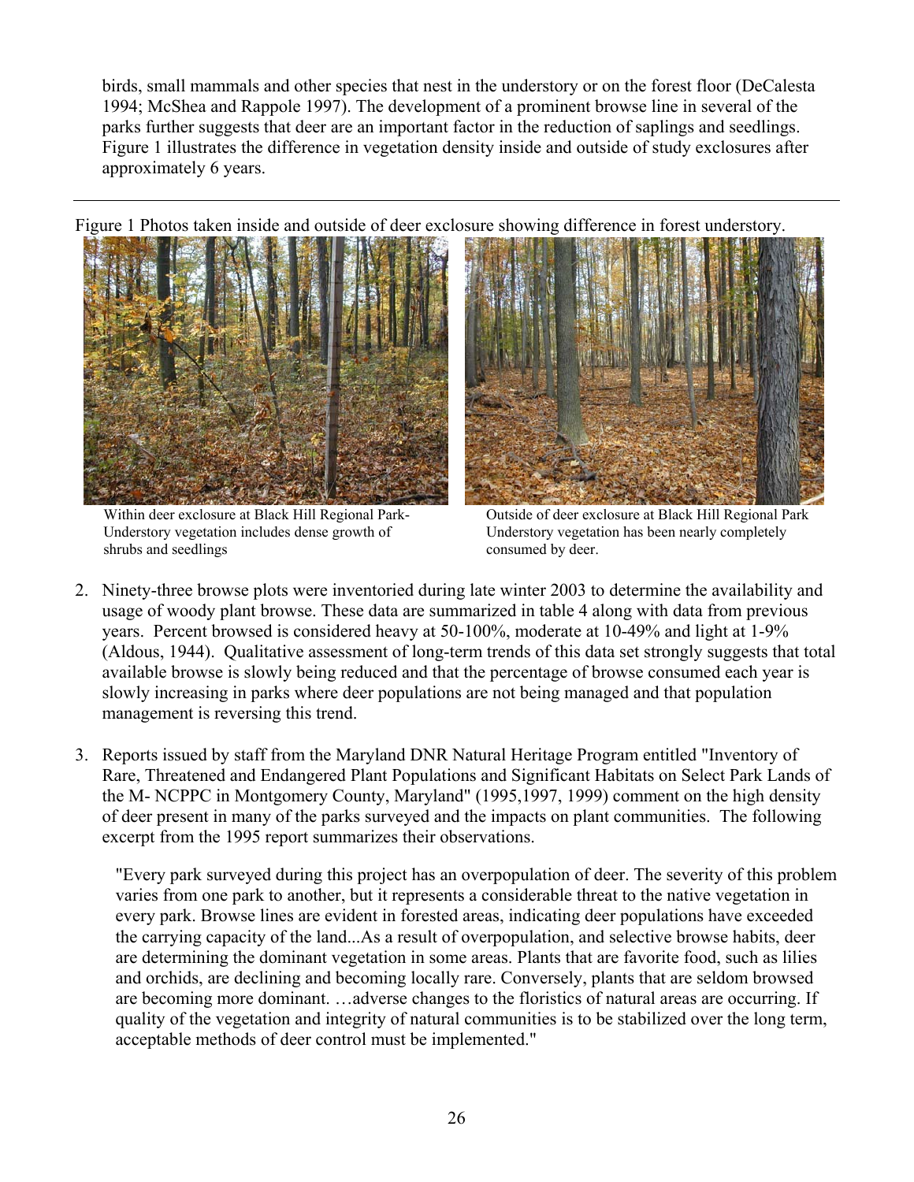birds, small mammals and other species that nest in the understory or on the forest floor (DeCalesta 1994; McShea and Rappole 1997). The development of a prominent browse line in several of the parks further suggests that deer are an important factor in the reduction of saplings and seedlings. Figure 1 illustrates the difference in vegetation density inside and outside of study exclosures after approximately 6 years.

---

Figure 1 Photos taken inside and outside of deer exclosure showing difference in forest understory.

Within deer exclosure at Black Hill Regional Park- Understory vegetation includes dense growth of shrubs and seedlings

Outside of deer exclosure at Black Hill Regional Park Understory vegetation has been nearly completely consumed by deer.

2. Ninety-three browse plots were inventoried during late winter 2003 to determine the availability and usage of woody plant browse. These data are summarized in table 4 along with data from previous years. Percent browsed is considered heavy at 50-100%, moderate at 10-49% and light at 1-9% (Aldous, 1944). Qualitative assessment of long-term trends of this data set strongly suggests that total available browse is slowly being reduced and that the percentage of browse consumed each year is slowly increasing in parks where deer populations are not being managed and that population management is reversing this trend.

3. Reports issued by staff from the Maryland DNR Natural Heritage Program entitled "Inventory of Rare, Threatened and Endangered Plant Populations and Significant Habitats on Select Park Lands of the M- NCPPC in Montgomery County, Maryland" (1995,1997, 1999) comment on the high density of deer present in many of the parks surveyed and the impacts on plant communities. The following excerpt from the 1995 report summarizes their observations.

   "Every park surveyed during this project has an overpopulation of deer. The severity of this problem varies from one park to another, but it represents a considerable threat to the native vegetation in every park. Browse lines are evident in forested areas, indicating deer populations have exceeded the carrying capacity of the land...As a result of overpopulation, and selective browse habits, deer are determining the dominant vegetation in some areas. Plants that are favorite food, such as lilies and orchids, are declining and becoming locally rare. Conversely, plants that are seldom browsed are becoming more dominant. …adverse changes to the floristics of natural areas are occurring. If quality of the vegetation and integrity of natural communities is to be stabilized over the long term, acceptable methods of deer control must be implemented."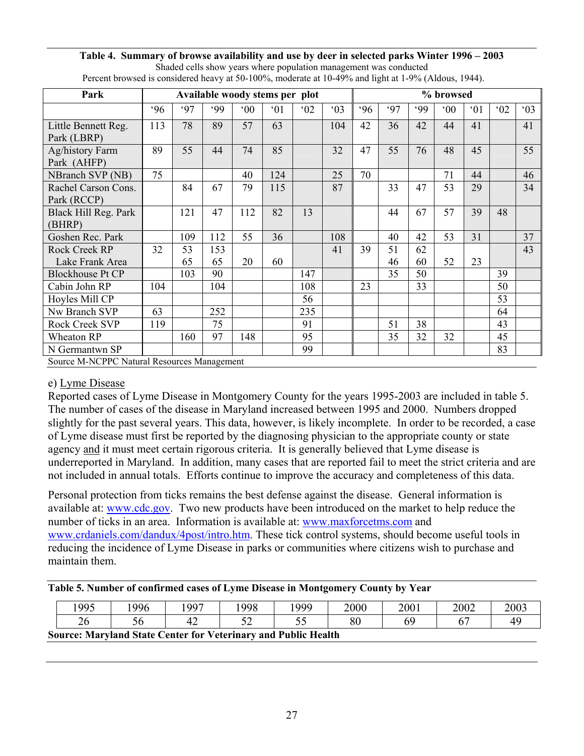**Table 4. Summary of browse availability and use by deer in selected parks Winter 1996 – 2003**

Shaded cells show years where population management was conducted

Percent browsed is considered heavy at 50-100%, moderate at 10-49% and light at 1-9% (Aldous, 1944).

| Park | Available woody stems per plot | | | | | | | % browsed | | | | | | |
|---|---|---|---|---|---|---|---|---|---|---|---|---|---|---|
| | '96 | '97 | '99 | '00 | '01 | '02 | '03 | '96 | '97 | '99 | '00 | '01 | '02 | '03 |
| Little Bennett Reg. Park (LBRP) | 113 | 78 | 89 | 57 | 63 | | 104 | 42 | 36 | 42 | 44 | 41 | | 41 |
| Ag/history Farm Park (AHFP) | 89 | 55 | 44 | 74 | 85 | | 32 | 47 | 55 | 76 | 48 | 45 | | 55 |
| NBranch SVP (NB) | 75 | | | 40 | 124 | | 25 | 70 | | | 71 | 44 | | 46 |
| Rachel Carson Cons. Park (RCCP) | | 84 | 67 | 79 | 115 | | 87 | | 33 | 47 | 53 | 29 | | 34 |
| Black Hill Reg. Park (BHRP) | | 121 | 47 | 112 | 82 | 13 | | | 44 | 67 | 57 | 39 | 48 | |
| Goshen Rec. Park | | 109 | 112 | 55 | 36 | | 108 | | 40 | 42 | 53 | 31 | | 37 |
| Rock Creek RP | 32 | 53 | 153 | | | | 41 | 39 | 51 | 62 | | | | 43 |
| Lake Frank Area | | 65 | 65 | 20 | 60 | | | | 46 | 60 | 52 | 23 | | |
| Blockhouse Pt CP | | 103 | 90 | | | 147 | | | 35 | 50 | | | 39 | |
| Cabin John RP | 104 | | 104 | | | 108 | | 23 | | 33 | | | 50 | |
| Hoyles Mill CP | | | | | | 56 | | | | | | | 53 | |
| Nw Branch SVP | 63 | | 252 | | | 235 | | | | | | | 64 | |
| Rock Creek SVP | 119 | | 75 | | | 91 | | | 51 | 38 | | | 43 | |
| Wheaton RP | | 160 | 97 | 148 | | 95 | | | 35 | 32 | 32 | | 45 | |
| N Germantwn SP | | | | | | 99 | | | | | | | 83 | |

Source M-NCPPC Natural Resources Management

e) Lyme Disease

Reported cases of Lyme Disease in Montgomery County for the years 1995-2003 are included in table 5. The number of cases of the disease in Maryland increased between 1995 and 2000. Numbers dropped slightly for the past several years. This data, however, is likely incomplete. In order to be recorded, a case of Lyme disease must first be reported by the diagnosing physician to the appropriate county or state agency and it must meet certain rigorous criteria. It is generally believed that Lyme disease is underreported in Maryland. In addition, many cases that are reported fail to meet the strict criteria and are not included in annual totals. Efforts continue to improve the accuracy and completeness of this data.

Personal protection from ticks remains the best defense against the disease. General information is available at: www.cdc.gov. Two new products have been introduced on the market to help reduce the number of ticks in an area. Information is available at: www.maxforcetms.com and www.crdaniels.com/dandux/4post/intro.htm. These tick control systems, should become useful tools in reducing the incidence of Lyme Disease in parks or communities where citizens wish to purchase and maintain them.

**Table 5. Number of confirmed cases of Lyme Disease in Montgomery County by Year**

| 1995 | 1996 | 1997 | 1998 | 1999 | 2000 | 2001 | 2002 | 2003 |
|---|---|---|---|---|---|---|---|---|
| 26 | 56 | 42 | 52 | 55 | 80 | 69 | 67 | 49 |

**Source: Maryland State Center for Veterinary and Public Health**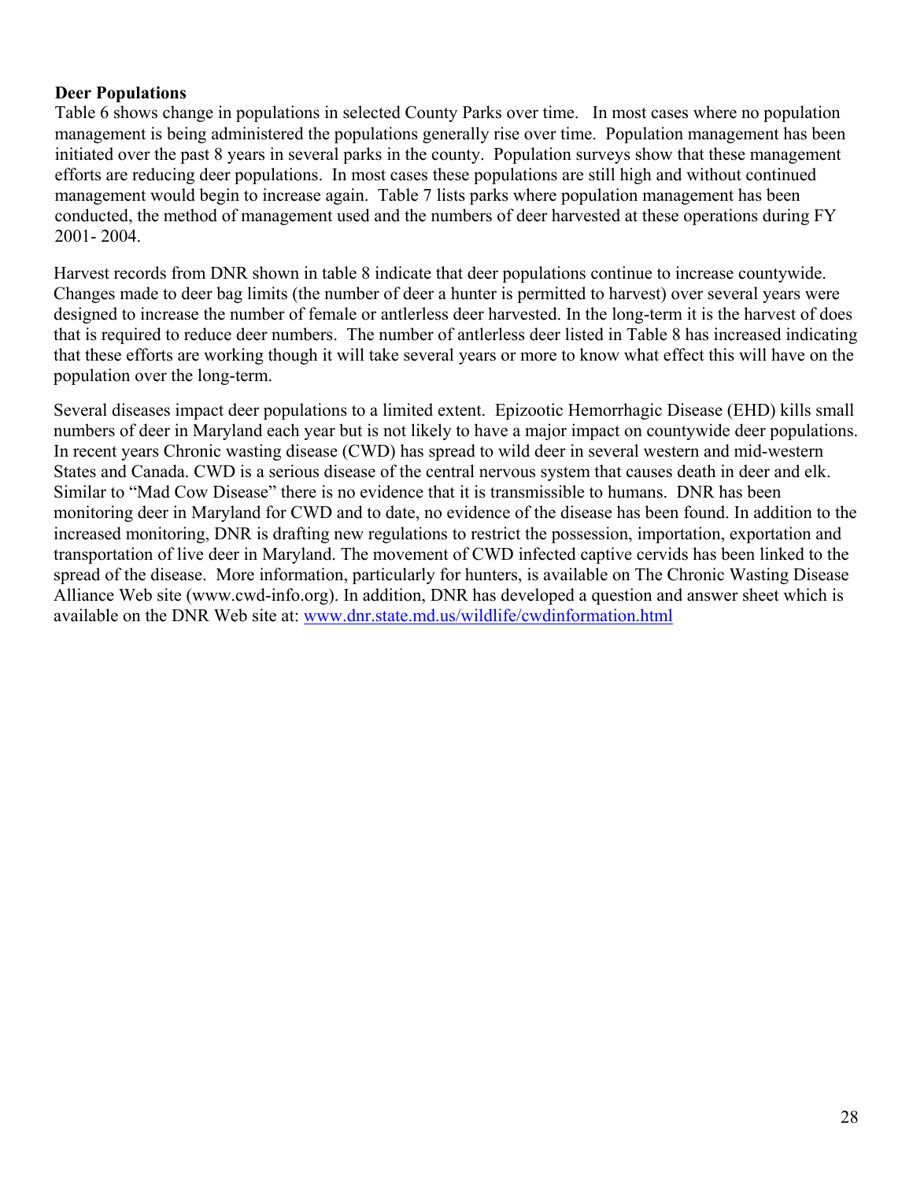**Deer Populations**

Table 6 shows change in populations in selected County Parks over time. In most cases where no population management is being administered the populations generally rise over time. Population management has been initiated over the past 8 years in several parks in the county. Population surveys show that these management efforts are reducing deer populations. In most cases these populations are still high and without continued management would begin to increase again. Table 7 lists parks where population management has been conducted, the method of management used and the numbers of deer harvested at these operations during FY 2001- 2004.

Harvest records from DNR shown in table 8 indicate that deer populations continue to increase countywide. Changes made to deer bag limits (the number of deer a hunter is permitted to harvest) over several years were designed to increase the number of female or antlerless deer harvested. In the long-term it is the harvest of does that is required to reduce deer numbers. The number of antlerless deer listed in Table 8 has increased indicating that these efforts are working though it will take several years or more to know what effect this will have on the population over the long-term.

Several diseases impact deer populations to a limited extent. Epizootic Hemorrhagic Disease (EHD) kills small numbers of deer in Maryland each year but is not likely to have a major impact on countywide deer populations. In recent years Chronic wasting disease (CWD) has spread to wild deer in several western and mid-western States and Canada. CWD is a serious disease of the central nervous system that causes death in deer and elk. Similar to "Mad Cow Disease" there is no evidence that it is transmissible to humans. DNR has been monitoring deer in Maryland for CWD and to date, no evidence of the disease has been found. In addition to the increased monitoring, DNR is drafting new regulations to restrict the possession, importation, exportation and transportation of live deer in Maryland. The movement of CWD infected captive cervids has been linked to the spread of the disease. More information, particularly for hunters, is available on The Chronic Wasting Disease Alliance Web site (www.cwd-info.org). In addition, DNR has developed a question and answer sheet which is available on the DNR Web site at: [www.dnr.state.md.us/wildlife/cwdinformation.html](www.dnr.state.md.us/wildlife/cwdinformation.html)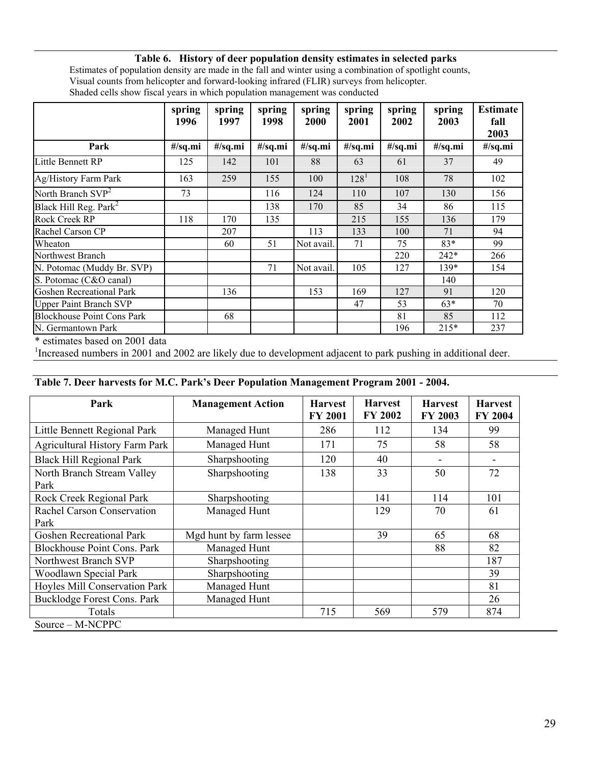**Table 6. History of deer population density estimates in selected parks**

Estimates of population density are made in the fall and winter using a combination of spotlight counts, Visual counts from helicopter and forward-looking infrared (FLIR) surveys from helicopter.
Shaded cells show fiscal years in which population management was conducted

| | spring 1996 | spring 1997 | spring 1998 | spring 2000 | spring 2001 | spring 2002 | spring 2003 | Estimate fall 2003 |
|---|---|---|---|---|---|---|---|---|
| **Park** | **#/sq.mi** | **#/sq.mi** | **#/sq.mi** | **#/sq.mi** | **#/sq.mi** | **#/sq.mi** | **#/sq.mi** | **#/sq.mi** |
| Little Bennett RP | 125 | 142 | 101 | 88 | 63 | 61 | 37 | 49 |
| Ag/History Farm Park | 163 | 259 | 155 | 100 | 128[1] | 108 | 78 | 102 |
| North Branch SVP[2] | 73 | | 116 | 124 | 110 | 107 | 130 | 156 |
| Black Hill Reg. Park[2] | | | 138 | 170 | 85 | 34 | 86 | 115 |
| Rock Creek RP | 118 | 170 | 135 | | 215 | 155 | 136 | 179 |
| Rachel Carson CP | | 207 | | 113 | 133 | 100 | 71 | 94 |
| Wheaton | | 60 | 51 | Not avail. | 71 | 75 | 83* | 99 |
| Northwest Branch | | | | | | 220 | 242* | 266 |
| N. Potomac (Muddy Br. SVP) | | | 71 | Not avail. | 105 | 127 | 139* | 154 |
| S. Potomac (C&O canal) | | | | | | | 140 | |
| Goshen Recreational Park | | 136 | | 153 | 169 | 127 | 91 | 120 |
| Upper Paint Branch SVP | | | | | 47 | 53 | 63* | 70 |
| Blockhouse Point Cons Park | | 68 | | | | 81 | 85 | 112 |
| N. Germantown Park | | | | | | 196 | 215* | 237 |

\* estimates based on 2001 data

[1]Increased numbers in 2001 and 2002 are likely due to development adjacent to park pushing in additional deer.

**Table 7. Deer harvests for M.C. Park's Deer Population Management Program 2001 - 2004.**

| Park | Management Action | Harvest FY 2001 | Harvest FY 2002 | Harvest FY 2003 | Harvest FY 2004 |
|---|---|---|---|---|---|
| Little Bennett Regional Park | Managed Hunt | 286 | 112 | 134 | 99 |
| Agricultural History Farm Park | Managed Hunt | 171 | 75 | 58 | 58 |
| Black Hill Regional Park | Sharpshooting | 120 | 40 | - | - |
| North Branch Stream Valley Park | Sharpshooting | 138 | 33 | 50 | 72 |
| Rock Creek Regional Park | Sharpshooting | | 141 | 114 | 101 |
| Rachel Carson Conservation Park | Managed Hunt | | 129 | 70 | 61 |
| Goshen Recreational Park | Mgd hunt by farm lessee | | 39 | 65 | 68 |
| Blockhouse Point Cons. Park | Managed Hunt | | | 88 | 82 |
| Northwest Branch SVP | Sharpshooting | | | | 187 |
| Woodlawn Special Park | Sharpshooting | | | | 39 |
| Hoyles Mill Conservation Park | Managed Hunt | | | | 81 |
| Bucklodge Forest Cons. Park | Managed Hunt | | | | 26 |
| Totals | | 715 | 569 | 579 | 874 |

Source – M-NCPPC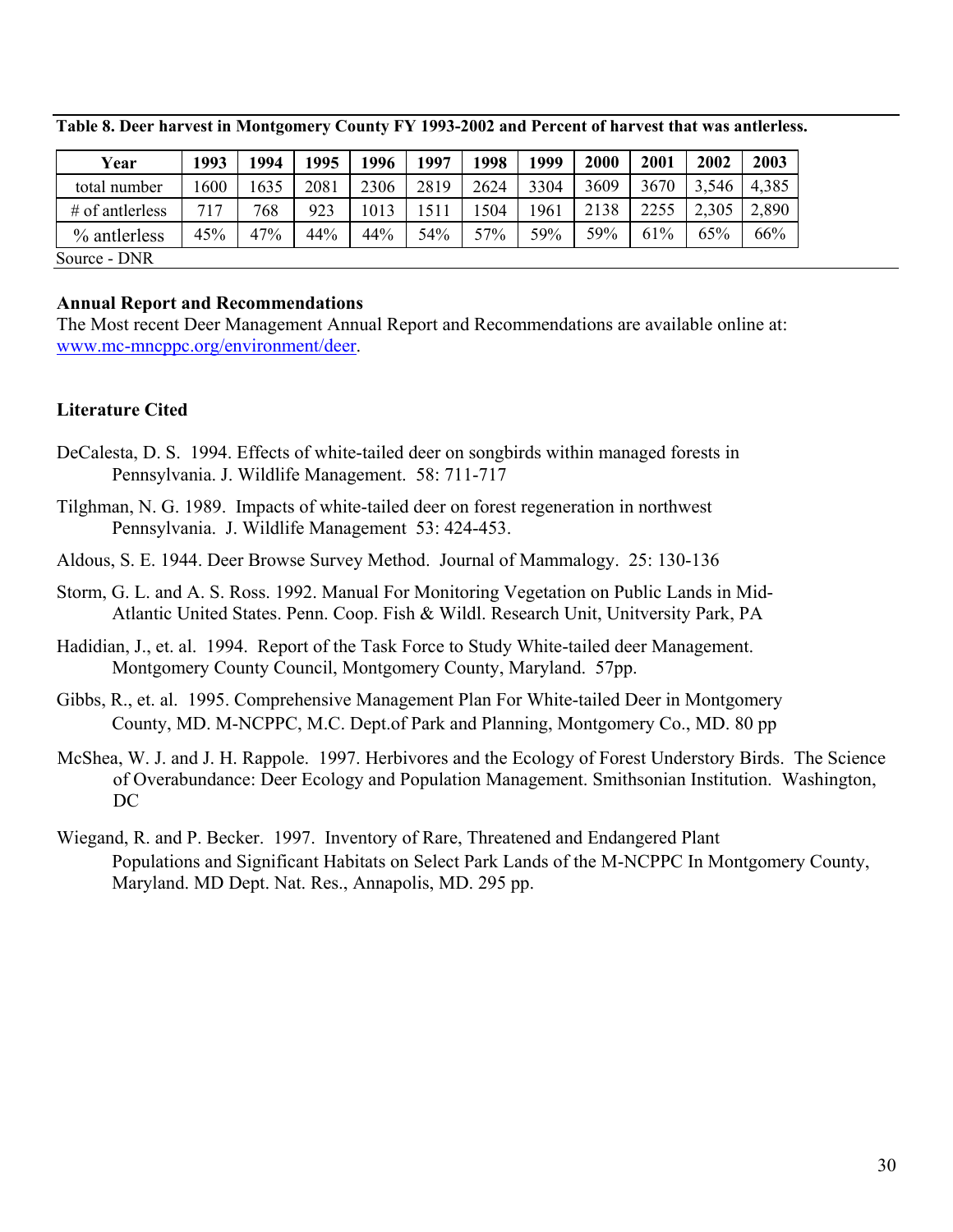**Table 8. Deer harvest in Montgomery County FY 1993-2002 and Percent of harvest that was antlerless.**

| Year | 1993 | 1994 | 1995 | 1996 | 1997 | 1998 | 1999 | 2000 | 2001 | 2002 | 2003 |
|---|---|---|---|---|---|---|---|---|---|---|---|
| total number | 1600 | 1635 | 2081 | 2306 | 2819 | 2624 | 3304 | 3609 | 3670 | 3,546 | 4,385 |
| # of antlerless | 717 | 768 | 923 | 1013 | 1511 | 1504 | 1961 | 2138 | 2255 | 2,305 | 2,890 |
| % antlerless | 45% | 47% | 44% | 44% | 54% | 57% | 59% | 59% | 61% | 65% | 66% |

Source - DNR

### Annual Report and Recommendations

The Most recent Deer Management Annual Report and Recommendations are available online at: www.mc-mncppc.org/environment/deer.

### Literature Cited

DeCalesta, D. S. 1994. Effects of white-tailed deer on songbirds within managed forests in Pennsylvania. J. Wildlife Management. 58: 711-717

Tilghman, N. G. 1989. Impacts of white-tailed deer on forest regeneration in northwest Pennsylvania. J. Wildlife Management 53: 424-453.

Aldous, S. E. 1944. Deer Browse Survey Method. Journal of Mammalogy. 25: 130-136

Storm, G. L. and A. S. Ross. 1992. Manual For Monitoring Vegetation on Public Lands in Mid-Atlantic United States. Penn. Coop. Fish & Wildl. Research Unit, Unitversity Park, PA

Hadidian, J., et. al. 1994. Report of the Task Force to Study White-tailed deer Management. Montgomery County Council, Montgomery County, Maryland. 57pp.

Gibbs, R., et. al. 1995. Comprehensive Management Plan For White-tailed Deer in Montgomery County, MD. M-NCPPC, M.C. Dept.of Park and Planning, Montgomery Co., MD. 80 pp

McShea, W. J. and J. H. Rappole. 1997. Herbivores and the Ecology of Forest Understory Birds. The Science of Overabundance: Deer Ecology and Population Management. Smithsonian Institution. Washington, DC

Wiegand, R. and P. Becker. 1997. Inventory of Rare, Threatened and Endangered Plant Populations and Significant Habitats on Select Park Lands of the M-NCPPC In Montgomery County, Maryland. MD Dept. Nat. Res., Annapolis, MD. 295 pp.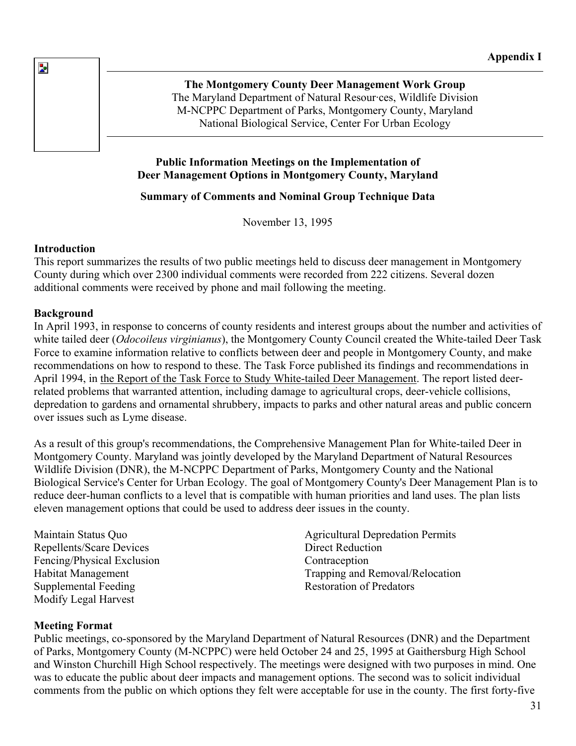Appendix I

**The Montgomery County Deer Management Work Group**
The Maryland Department of Natural Resour·ces, Wildlife Division
M-NCPPC Department of Parks, Montgomery County, Maryland
National Biological Service, Center For Urban Ecology

**Public Information Meetings on the Implementation of Deer Management Options in Montgomery County, Maryland**

**Summary of Comments and Nominal Group Technique Data**

November 13, 1995

### Introduction

This report summarizes the results of two public meetings held to discuss deer management in Montgomery County during which over 2300 individual comments were recorded from 222 citizens. Several dozen additional comments were received by phone and mail following the meeting.

### Background

In April 1993, in response to concerns of county residents and interest groups about the number and activities of white tailed deer (*Odocoileus virginianus*), the Montgomery County Council created the White-tailed Deer Task Force to examine information relative to conflicts between deer and people in Montgomery County, and make recommendations on how to respond to these. The Task Force published its findings and recommendations in April 1994, in the Report of the Task Force to Study White-tailed Deer Management. The report listed deer-related problems that warranted attention, including damage to agricultural crops, deer-vehicle collisions, depredation to gardens and ornamental shrubbery, impacts to parks and other natural areas and public concern over issues such as Lyme disease.

As a result of this group's recommendations, the Comprehensive Management Plan for White-tailed Deer in Montgomery County. Maryland was jointly developed by the Maryland Department of Natural Resources Wildlife Division (DNR), the M-NCPPC Department of Parks, Montgomery County and the National Biological Service's Center for Urban Ecology. The goal of Montgomery County's Deer Management Plan is to reduce deer-human conflicts to a level that is compatible with human priorities and land uses. The plan lists eleven management options that could be used to address deer issues in the county.

- Maintain Status Quo
- Repellents/Scare Devices
- Fencing/Physical Exclusion
- Habitat Management
- Supplemental Feeding
- Modify Legal Harvest
- Agricultural Depredation Permits
- Direct Reduction
- Contraception
- Trapping and Removal/Relocation
- Restoration of Predators

### Meeting Format

Public meetings, co-sponsored by the Maryland Department of Natural Resources (DNR) and the Department of Parks, Montgomery County (M-NCPPC) were held October 24 and 25, 1995 at Gaithersburg High School and Winston Churchill High School respectively. The meetings were designed with two purposes in mind. One was to educate the public about deer impacts and management options. The second was to solicit individual comments from the public on which options they felt were acceptable for use in the county. The first forty-five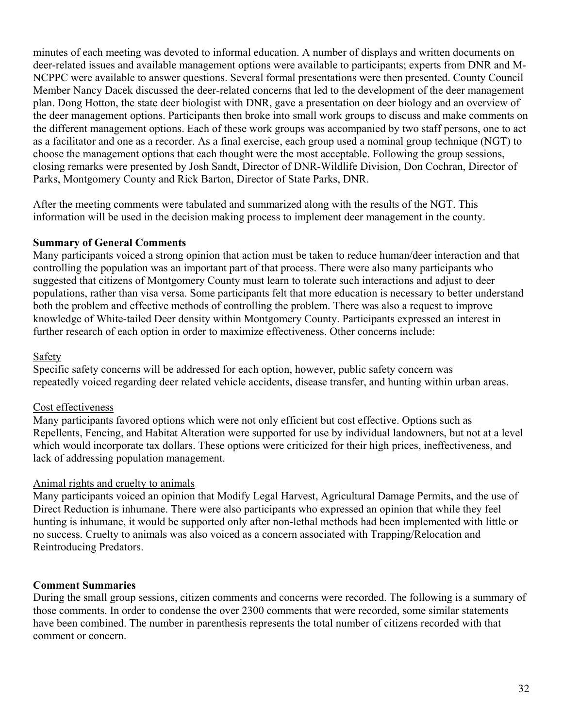minutes of each meeting was devoted to informal education. A number of displays and written documents on deer-related issues and available management options were available to participants; experts from DNR and M-NCPPC were available to answer questions. Several formal presentations were then presented. County Council Member Nancy Dacek discussed the deer-related concerns that led to the development of the deer management plan. Dong Hotton, the state deer biologist with DNR, gave a presentation on deer biology and an overview of the deer management options. Participants then broke into small work groups to discuss and make comments on the different management options. Each of these work groups was accompanied by two staff persons, one to act as a facilitator and one as a recorder. As a final exercise, each group used a nominal group technique (NGT) to choose the management options that each thought were the most acceptable. Following the group sessions, closing remarks were presented by Josh Sandt, Director of DNR-Wildlife Division, Don Cochran, Director of Parks, Montgomery County and Rick Barton, Director of State Parks, DNR.

After the meeting comments were tabulated and summarized along with the results of the NGT. This information will be used in the decision making process to implement deer management in the county.

**Summary of General Comments**

Many participants voiced a strong opinion that action must be taken to reduce human/deer interaction and that controlling the population was an important part of that process. There were also many participants who suggested that citizens of Montgomery County must learn to tolerate such interactions and adjust to deer populations, rather than visa versa. Some participants felt that more education is necessary to better understand both the problem and effective methods of controlling the problem. There was also a request to improve knowledge of White-tailed Deer density within Montgomery County. Participants expressed an interest in further research of each option in order to maximize effectiveness. Other concerns include:

<u>Safety</u>

Specific safety concerns will be addressed for each option, however, public safety concern was repeatedly voiced regarding deer related vehicle accidents, disease transfer, and hunting within urban areas.

<u>Cost effectiveness</u>

Many participants favored options which were not only efficient but cost effective. Options such as Repellents, Fencing, and Habitat Alteration were supported for use by individual landowners, but not at a level which would incorporate tax dollars. These options were criticized for their high prices, ineffectiveness, and lack of addressing population management.

<u>Animal rights and cruelty to animals</u>

Many participants voiced an opinion that Modify Legal Harvest, Agricultural Damage Permits, and the use of Direct Reduction is inhumane. There were also participants who expressed an opinion that while they feel hunting is inhumane, it would be supported only after non-lethal methods had been implemented with little or no success. Cruelty to animals was also voiced as a concern associated with Trapping/Relocation and Reintroducing Predators.

**Comment Summaries**

During the small group sessions, citizen comments and concerns were recorded. The following is a summary of those comments. In order to condense the over 2300 comments that were recorded, some similar statements have been combined. The number in parenthesis represents the total number of citizens recorded with that comment or concern.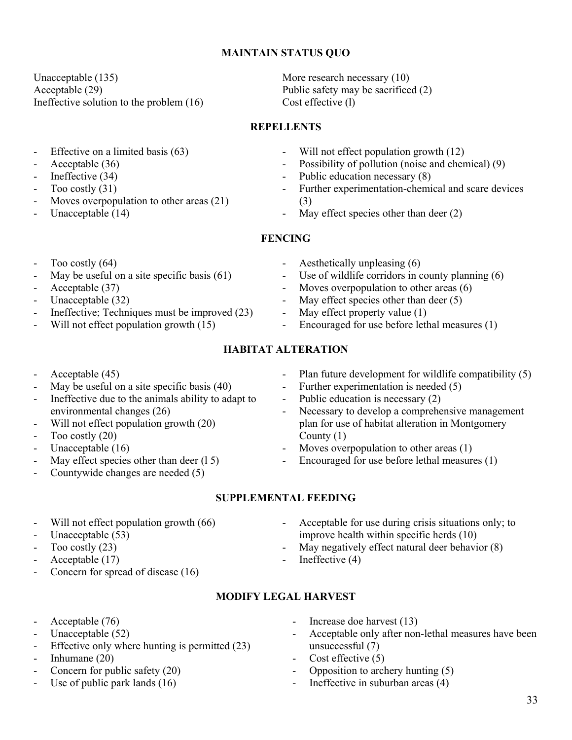## MAINTAIN STATUS QUO

Unacceptable (135)
Acceptable (29)
Ineffective solution to the problem (16)
More research necessary (10)
Public safety may be sacrificed (2)
Cost effective (l)

## REPELLENTS

- Effective on a limited basis (63)
- Acceptable (36)
- Ineffective (34)
- Too costly (31)
- Moves overpopulation to other areas (21)
- Unacceptable (14)
- Will not effect population growth (12)
- Possibility of pollution (noise and chemical) (9)
- Public education necessary (8)
- Further experimentation-chemical and scare devices (3)
- May effect species other than deer (2)

## FENCING

- Too costly (64)
- May be useful on a site specific basis (61)
- Acceptable (37)
- Unacceptable (32)
- Ineffective; Techniques must be improved (23)
- Will not effect population growth (15)
- Aesthetically unpleasing (6)
- Use of wildlife corridors in county planning (6)
- Moves overpopulation to other areas (6)
- May effect species other than deer (5)
- May effect property value (1)
- Encouraged for use before lethal measures (1)

## HABITAT ALTERATION

- Acceptable (45)
- May be useful on a site specific basis (40)
- Ineffective due to the animals ability to adapt to environmental changes (26)
- Will not effect population growth (20)
- Too costly (20)
- Unacceptable (16)
- May effect species other than deer (l 5)
- Countywide changes are needed (5)
- Plan future development for wildlife compatibility (5)
- Further experimentation is needed (5)
- Public education is necessary (2)
- Necessary to develop a comprehensive management plan for use of habitat alteration in Montgomery County (1)
- Moves overpopulation to other areas (1)
- Encouraged for use before lethal measures (1)

## SUPPLEMENTAL FEEDING

- Will not effect population growth (66)
- Unacceptable (53)
- Too costly (23)
- Acceptable (17)
- Concern for spread of disease (16)
- Acceptable for use during crisis situations only; to improve health within specific herds (10)
- May negatively effect natural deer behavior (8)
- Ineffective (4)

## MODIFY LEGAL HARVEST

- Acceptable (76)
- Unacceptable (52)
- Effective only where hunting is permitted (23)
- Inhumane (20)
- Concern for public safety (20)
- Use of public park lands (16)
- Increase doe harvest (13)
- Acceptable only after non-lethal measures have been unsuccessful (7)
- Cost effective (5)
- Opposition to archery hunting (5)
- Ineffective in suburban areas (4)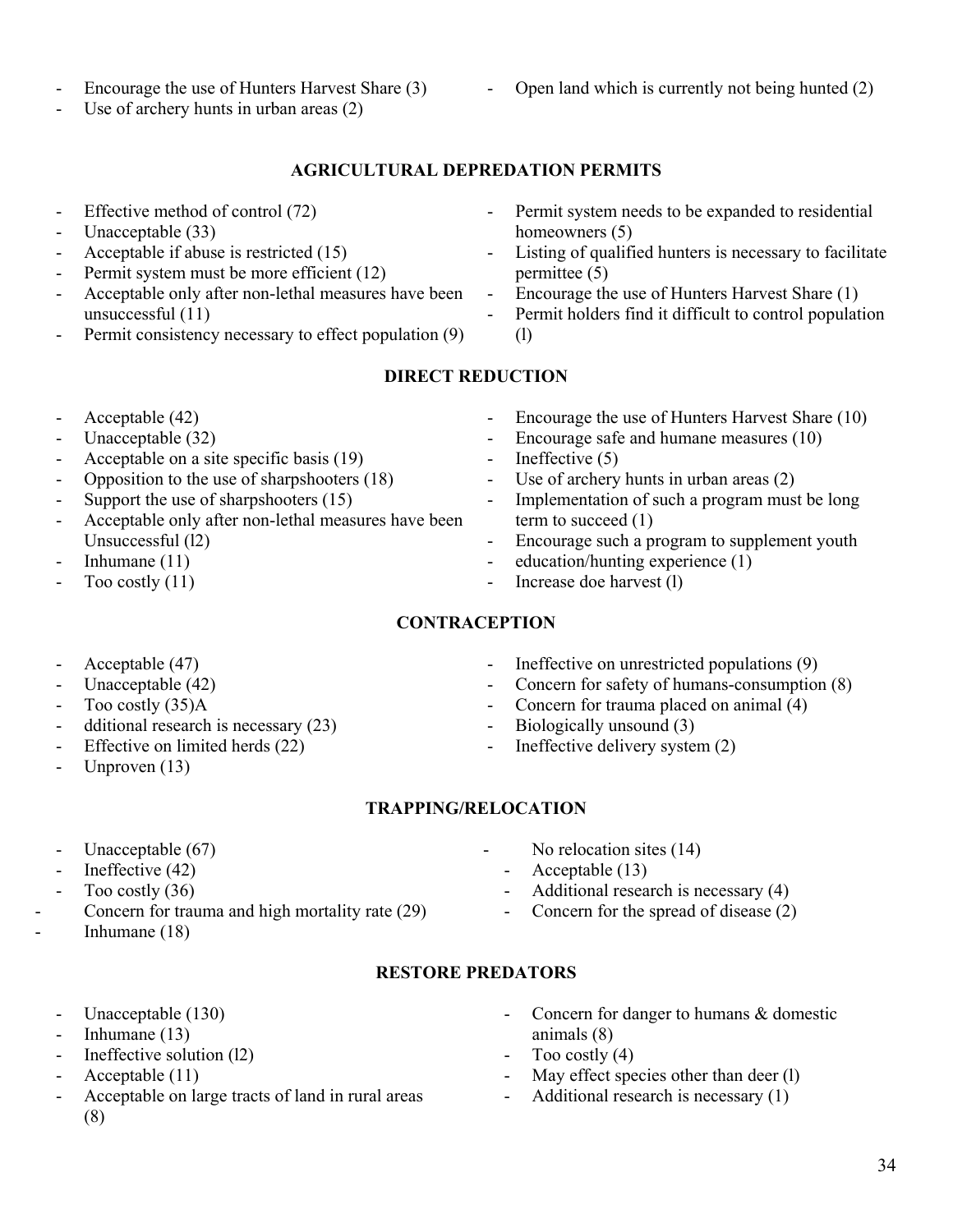- Encourage the use of Hunters Harvest Share (3)
- Use of archery hunts in urban areas (2)
- Open land which is currently not being hunted (2)

## AGRICULTURAL DEPREDATION PERMITS

- Effective method of control (72)
- Unacceptable (33)
- Acceptable if abuse is restricted (15)
- Permit system must be more efficient (12)
- Acceptable only after non-lethal measures have been unsuccessful (11)
- Permit consistency necessary to effect population (9)
- Permit system needs to be expanded to residential homeowners (5)
- Listing of qualified hunters is necessary to facilitate permittee (5)
- Encourage the use of Hunters Harvest Share (1)
- Permit holders find it difficult to control population (l)

## DIRECT REDUCTION

- Acceptable (42)
- Unacceptable (32)
- Acceptable on a site specific basis (19)
- Opposition to the use of sharpshooters (18)
- Support the use of sharpshooters (15)
- Acceptable only after non-lethal measures have been Unsuccessful (l2)
- Inhumane (11)
- Too costly (11)
- Encourage the use of Hunters Harvest Share (10)
- Encourage safe and humane measures (10)
- Ineffective (5)
- Use of archery hunts in urban areas (2)
- Implementation of such a program must be long term to succeed (1)
- Encourage such a program to supplement youth
- education/hunting experience (1)
- Increase doe harvest (l)

## CONTRACEPTION

- Acceptable (47)
- Unacceptable (42)
- Too costly (35)A
- dditional research is necessary (23)
- Effective on limited herds (22)
- Unproven (13)
- Ineffective on unrestricted populations (9)
- Concern for safety of humans-consumption (8)
- Concern for trauma placed on animal (4)
- Biologically unsound (3)
- Ineffective delivery system (2)

## TRAPPING/RELOCATION

- Unacceptable (67)
- Ineffective (42)
- Too costly (36)
- Concern for trauma and high mortality rate (29)
- Inhumane (18)
- No relocation sites (14)
- Acceptable (13)
- Additional research is necessary (4)
- Concern for the spread of disease (2)

## RESTORE PREDATORS

- Unacceptable (130)
- Inhumane (13)
- Ineffective solution (l2)
- Acceptable (11)
- Acceptable on large tracts of land in rural areas (8)
- Concern for danger to humans & domestic animals (8)
- Too costly (4)
- May effect species other than deer (l)
- Additional research is necessary (1)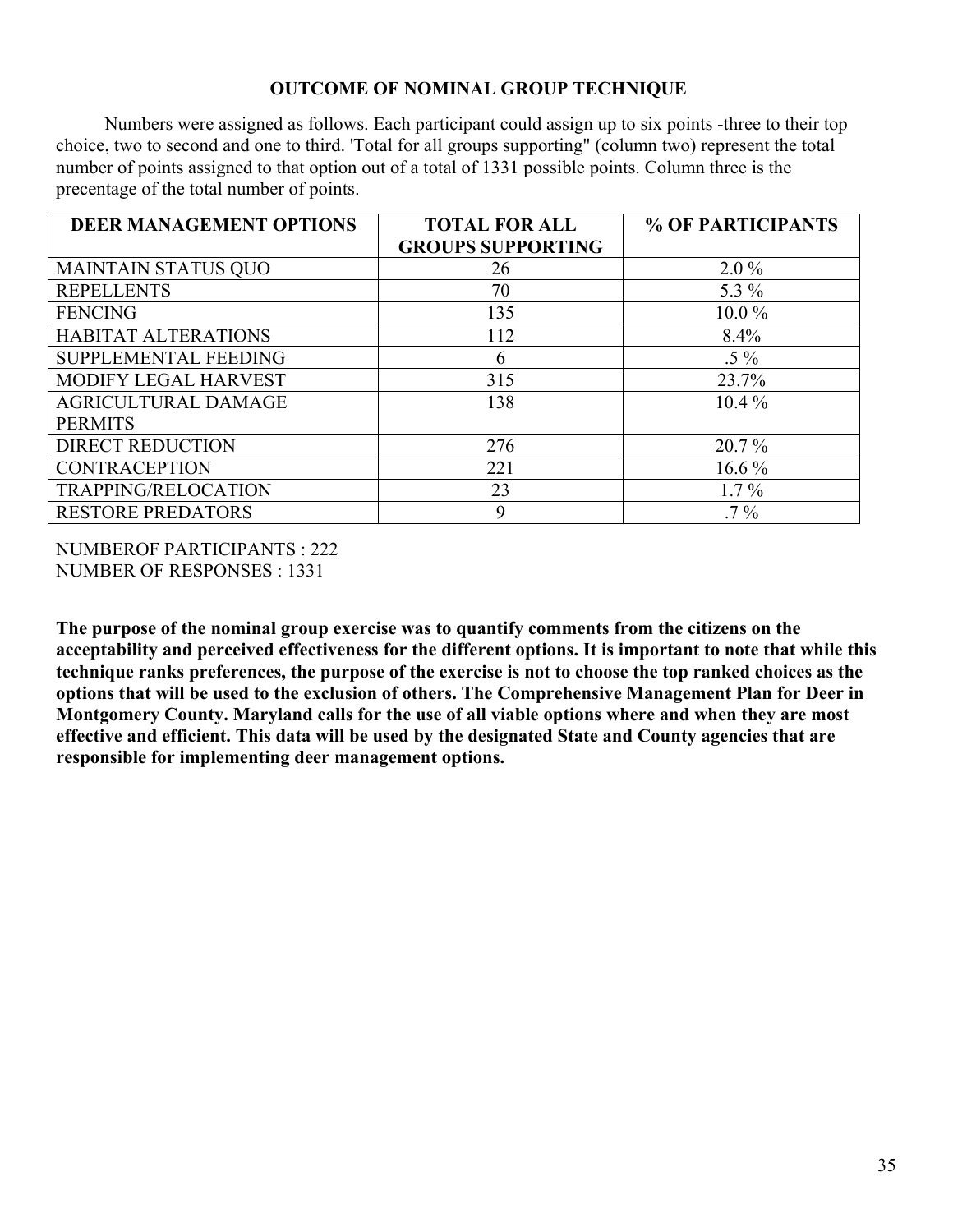## OUTCOME OF NOMINAL GROUP TECHNIQUE

Numbers were assigned as follows. Each participant could assign up to six points -three to their top choice, two to second and one to third. 'Total for all groups supporting" (column two) represent the total number of points assigned to that option out of a total of 1331 possible points. Column three is the precentage of the total number of points.

| DEER MANAGEMENT OPTIONS | TOTAL FOR ALL GROUPS SUPPORTING | % OF PARTICIPANTS |
|---|---|---|
| MAINTAIN STATUS QUO | 26 | 2.0 % |
| REPELLENTS | 70 | 5.3 % |
| FENCING | 135 | 10.0 % |
| HABITAT ALTERATIONS | 112 | 8.4% |
| SUPPLEMENTAL FEEDING | 6 | .5 % |
| MODIFY LEGAL HARVEST | 315 | 23.7% |
| AGRICULTURAL DAMAGE PERMITS | 138 | 10.4 % |
| DIRECT REDUCTION | 276 | 20.7 % |
| CONTRACEPTION | 221 | 16.6 % |
| TRAPPING/RELOCATION | 23 | 1.7 % |
| RESTORE PREDATORS | 9 | .7 % |

NUMBEROF PARTICIPANTS : 222
NUMBER OF RESPONSES : 1331

**The purpose of the nominal group exercise was to quantify comments from the citizens on the acceptability and perceived effectiveness for the different options. It is important to note that while this technique ranks preferences, the purpose of the exercise is not to choose the top ranked choices as the options that will be used to the exclusion of others. The Comprehensive Management Plan for Deer in Montgomery County. Maryland calls for the use of all viable options where and when they are most effective and efficient. This data will be used by the designated State and County agencies that are responsible for implementing deer management options.**